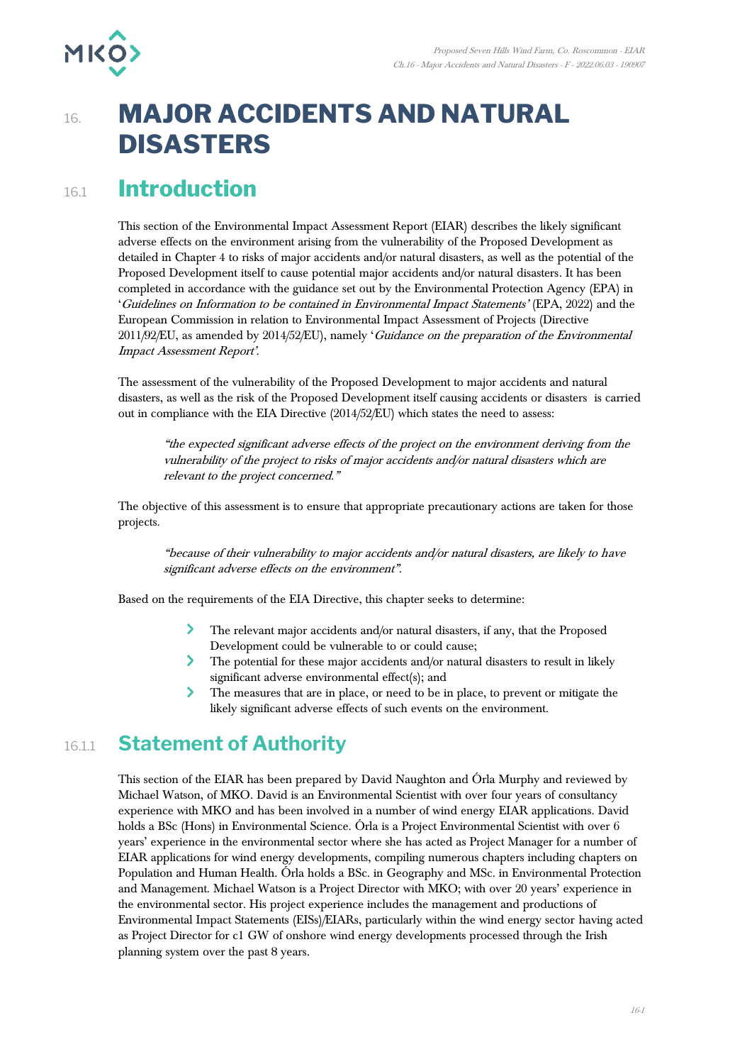# 16. MAJOR ACCIDENTS AND NATURAL DISASTERS

## 16.1 Introduction

This section of the Environmental Impact Assessment Report (EIAR) describes the likely significant adverse effects on the environment arising from the vulnerability of the Proposed Development as detailed in Chapter 4 to risks of major accidents and/or natural disasters, as well as the potential of the Proposed Development itself to cause potential major accidents and/or natural disasters. It has been completed in accordance with the guidance set out by the Environmental Protection Agency (EPA) in '*Guidelines on Information to be contained in Environmental Impact Statements*' (EPA, 2022) and the European Commission in relation to Environmental Impact Assessment of Projects (Directive 2011/92/EU, as amended by 2014/52/EU), namely '*Guidance on the preparation of the Environmental Impact Assessment Report*'.

The assessment of the vulnerability of the Proposed Development to major accidents and natural disasters, as well as the risk of the Proposed Development itself causing accidents or disasters is carried out in compliance with the EIA Directive (2014/52/EU) which states the need to assess:

> *"the expected significant adverse effects of the project on the environment deriving from the vulnerability of the project to risks of major accidents and/or natural disasters which are relevant to the project concerned."*

The objective of this assessment is to ensure that appropriate precautionary actions are taken for those projects.

> *"because of their vulnerability to major accidents and/or natural disasters, are likely to have significant adverse effects on the environment".*

Based on the requirements of the EIA Directive, this chapter seeks to determine:

- The relevant major accidents and/or natural disasters, if any, that the Proposed Development could be vulnerable to or could cause;
- The potential for these major accidents and/or natural disasters to result in likely significant adverse environmental effect(s); and
- The measures that are in place, or need to be in place, to prevent or mitigate the likely significant adverse effects of such events on the environment.

### 16.1.1 Statement of Authority

This section of the EIAR has been prepared by David Naughton and Órla Murphy and reviewed by Michael Watson, of MKO. David is an Environmental Scientist with over four years of consultancy experience with MKO and has been involved in a number of wind energy EIAR applications. David holds a BSc (Hons) in Environmental Science. Órla is a Project Environmental Scientist with over 6 years' experience in the environmental sector where she has acted as Project Manager for a number of EIAR applications for wind energy developments, compiling numerous chapters including chapters on Population and Human Health. Órla holds a BSc. in Geography and MSc. in Environmental Protection and Management. Michael Watson is a Project Director with MKO; with over 20 years' experience in the environmental sector. His project experience includes the management and productions of Environmental Impact Statements (EISs)/EIARs, particularly within the wind energy sector having acted as Project Director for c1 GW of onshore wind energy developments processed through the Irish planning system over the past 8 years.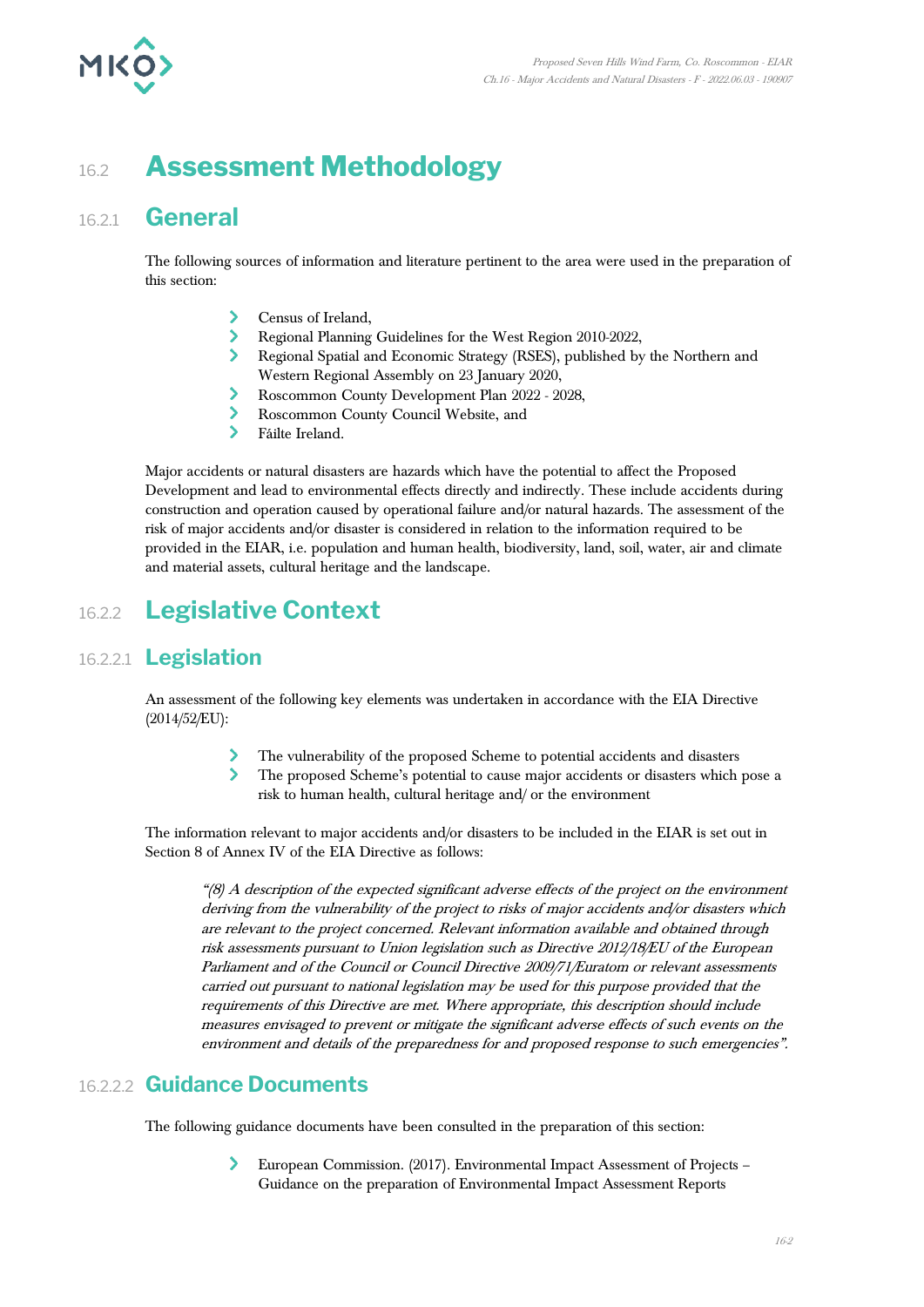# 16.2 Assessment Methodology

## 16.2.1 General

The following sources of information and literature pertinent to the area were used in the preparation of this section:

- Census of Ireland,
- Regional Planning Guidelines for the West Region 2010-2022,
- Regional Spatial and Economic Strategy (RSES), published by the Northern and Western Regional Assembly on 23 January 2020,
- Roscommon County Development Plan 2022 - 2028,
- Roscommon County Council Website, and
- Fáilte Ireland.

Major accidents or natural disasters are hazards which have the potential to affect the Proposed Development and lead to environmental effects directly and indirectly. These include accidents during construction and operation caused by operational failure and/or natural hazards. The assessment of the risk of major accidents and/or disaster is considered in relation to the information required to be provided in the EIAR, i.e. population and human health, biodiversity, land, soil, water, air and climate and material assets, cultural heritage and the landscape.

## 16.2.2 Legislative Context

### 16.2.2.1 Legislation

An assessment of the following key elements was undertaken in accordance with the EIA Directive (2014/52/EU):

- The vulnerability of the proposed Scheme to potential accidents and disasters
- The proposed Scheme's potential to cause major accidents or disasters which pose a risk to human health, cultural heritage and/ or the environment

The information relevant to major accidents and/or disasters to be included in the EIAR is set out in Section 8 of Annex IV of the EIA Directive as follows:

> *"(8) A description of the expected significant adverse effects of the project on the environment deriving from the vulnerability of the project to risks of major accidents and/or disasters which are relevant to the project concerned. Relevant information available and obtained through risk assessments pursuant to Union legislation such as Directive 2012/18/EU of the European Parliament and of the Council or Council Directive 2009/71/Euratom or relevant assessments carried out pursuant to national legislation may be used for this purpose provided that the requirements of this Directive are met. Where appropriate, this description should include measures envisaged to prevent or mitigate the significant adverse effects of such events on the environment and details of the preparedness for and proposed response to such emergencies".*

### 16.2.2.2 Guidance Documents

The following guidance documents have been consulted in the preparation of this section:

- European Commission. (2017). Environmental Impact Assessment of Projects – Guidance on the preparation of Environmental Impact Assessment Reports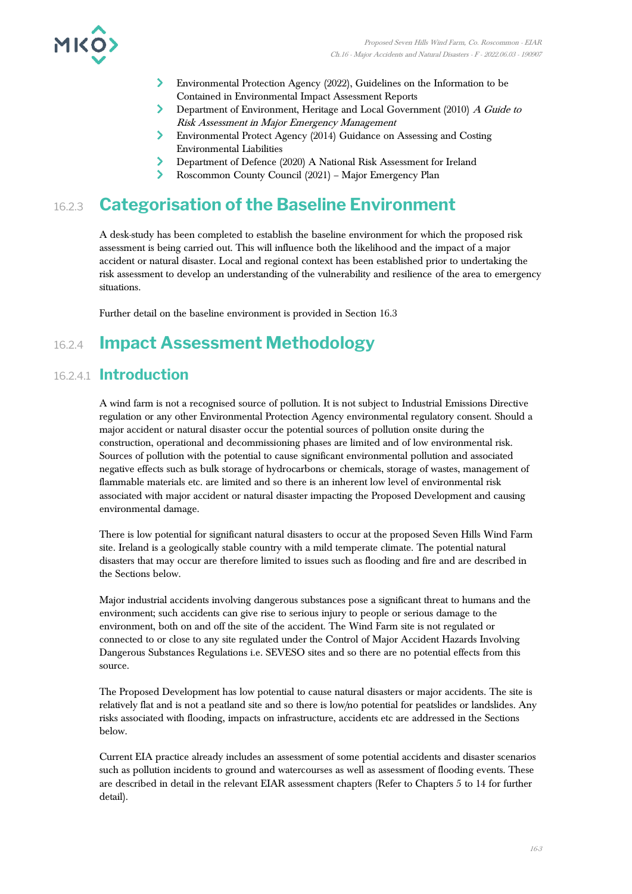- Environmental Protection Agency (2022), Guidelines on the Information to be Contained in Environmental Impact Assessment Reports
- Department of Environment, Heritage and Local Government (2010) *A Guide to Risk Assessment in Major Emergency Management*
- Environmental Protect Agency (2014) Guidance on Assessing and Costing Environmental Liabilities
- Department of Defence (2020) A National Risk Assessment for Ireland
- Roscommon County Council (2021) – Major Emergency Plan

## 16.2.3 Categorisation of the Baseline Environment

A desk-study has been completed to establish the baseline environment for which the proposed risk assessment is being carried out. This will influence both the likelihood and the impact of a major accident or natural disaster. Local and regional context has been established prior to undertaking the risk assessment to develop an understanding of the vulnerability and resilience of the area to emergency situations.

Further detail on the baseline environment is provided in Section 16.3

## 16.2.4 Impact Assessment Methodology

### 16.2.4.1 Introduction

A wind farm is not a recognised source of pollution. It is not subject to Industrial Emissions Directive regulation or any other Environmental Protection Agency environmental regulatory consent. Should a major accident or natural disaster occur the potential sources of pollution onsite during the construction, operational and decommissioning phases are limited and of low environmental risk. Sources of pollution with the potential to cause significant environmental pollution and associated negative effects such as bulk storage of hydrocarbons or chemicals, storage of wastes, management of flammable materials etc. are limited and so there is an inherent low level of environmental risk associated with major accident or natural disaster impacting the Proposed Development and causing environmental damage.

There is low potential for significant natural disasters to occur at the proposed Seven Hills Wind Farm site. Ireland is a geologically stable country with a mild temperate climate. The potential natural disasters that may occur are therefore limited to issues such as flooding and fire and are described in the Sections below.

Major industrial accidents involving dangerous substances pose a significant threat to humans and the environment; such accidents can give rise to serious injury to people or serious damage to the environment, both on and off the site of the accident. The Wind Farm site is not regulated or connected to or close to any site regulated under the Control of Major Accident Hazards Involving Dangerous Substances Regulations i.e. SEVESO sites and so there are no potential effects from this source.

The Proposed Development has low potential to cause natural disasters or major accidents. The site is relatively flat and is not a peatland site and so there is low/no potential for peatslides or landslides. Any risks associated with flooding, impacts on infrastructure, accidents etc are addressed in the Sections below.

Current EIA practice already includes an assessment of some potential accidents and disaster scenarios such as pollution incidents to ground and watercourses as well as assessment of flooding events. These are described in detail in the relevant EIAR assessment chapters (Refer to Chapters 5 to 14 for further detail).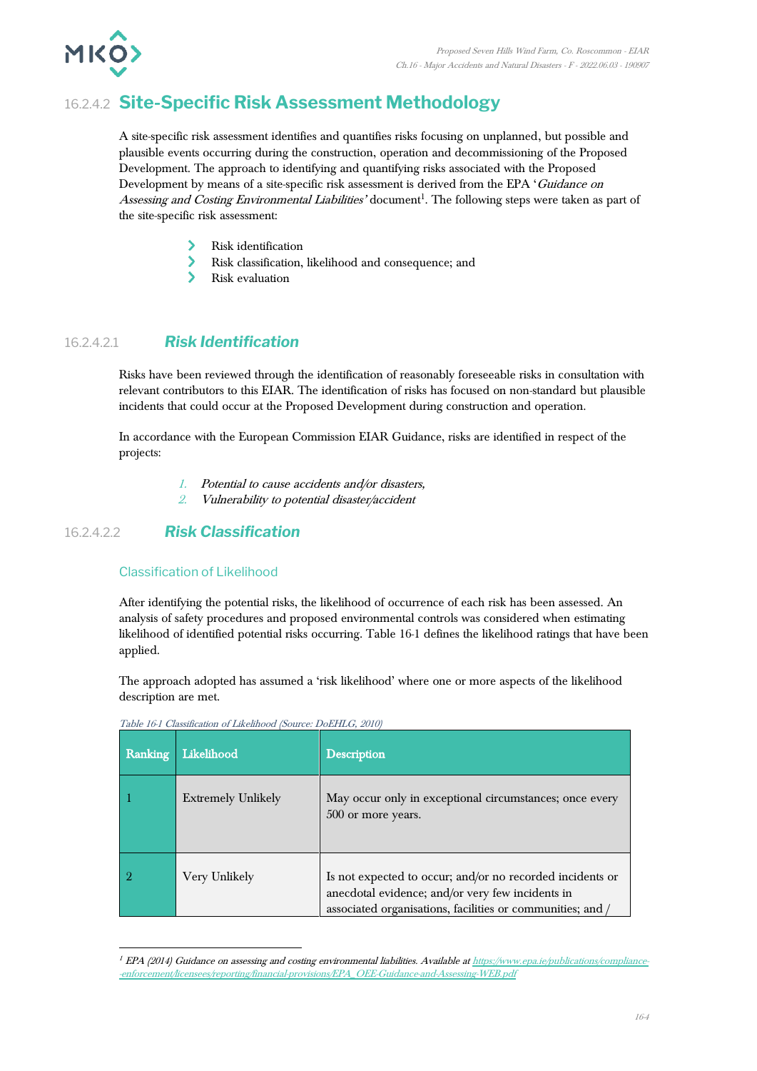## 16.2.4.2 Site-Specific Risk Assessment Methodology

A site-specific risk assessment identifies and quantifies risks focusing on unplanned, but possible and plausible events occurring during the construction, operation and decommissioning of the Proposed Development. The approach to identifying and quantifying risks associated with the Proposed Development by means of a site-specific risk assessment is derived from the EPA '*Guidance on Assessing and Costing Environmental Liabilities'* document[1]. The following steps were taken as part of the site-specific risk assessment:

- Risk identification
- Risk classification, likelihood and consequence; and
- Risk evaluation

### 16.2.4.2.1 *Risk Identification*

Risks have been reviewed through the identification of reasonably foreseeable risks in consultation with relevant contributors to this EIAR. The identification of risks has focused on non-standard but plausible incidents that could occur at the Proposed Development during construction and operation.

In accordance with the European Commission EIAR Guidance, risks are identified in respect of the projects:

1. *Potential to cause accidents and/or disasters,*
2. *Vulnerability to potential disaster/accident*

### 16.2.4.2.2 *Risk Classification*

#### Classification of Likelihood

After identifying the potential risks, the likelihood of occurrence of each risk has been assessed. An analysis of safety procedures and proposed environmental controls was considered when estimating likelihood of identified potential risks occurring. Table 16-1 defines the likelihood ratings that have been applied.

The approach adopted has assumed a 'risk likelihood' where one or more aspects of the likelihood description are met.

*Table 16-1 Classification of Likelihood (Source: DoEHLG, 2010)*

| Ranking | Likelihood | Description |
|---|---|---|
| 1 | Extremely Unlikely | May occur only in exceptional circumstances; once every 500 or more years. |
| 2 | Very Unlikely | Is not expected to occur; and/or no recorded incidents or anecdotal evidence; and/or very few incidents in associated organisations, facilities or communities; and / |

[1] *EPA (2014) Guidance on assessing and costing environmental liabilities. Available at* https://www.epa.ie/publications/compliance--enforcement/licensees/reporting/financial-provisions/EPA_OEE-Guidance-and-Assessing-WEB.pdf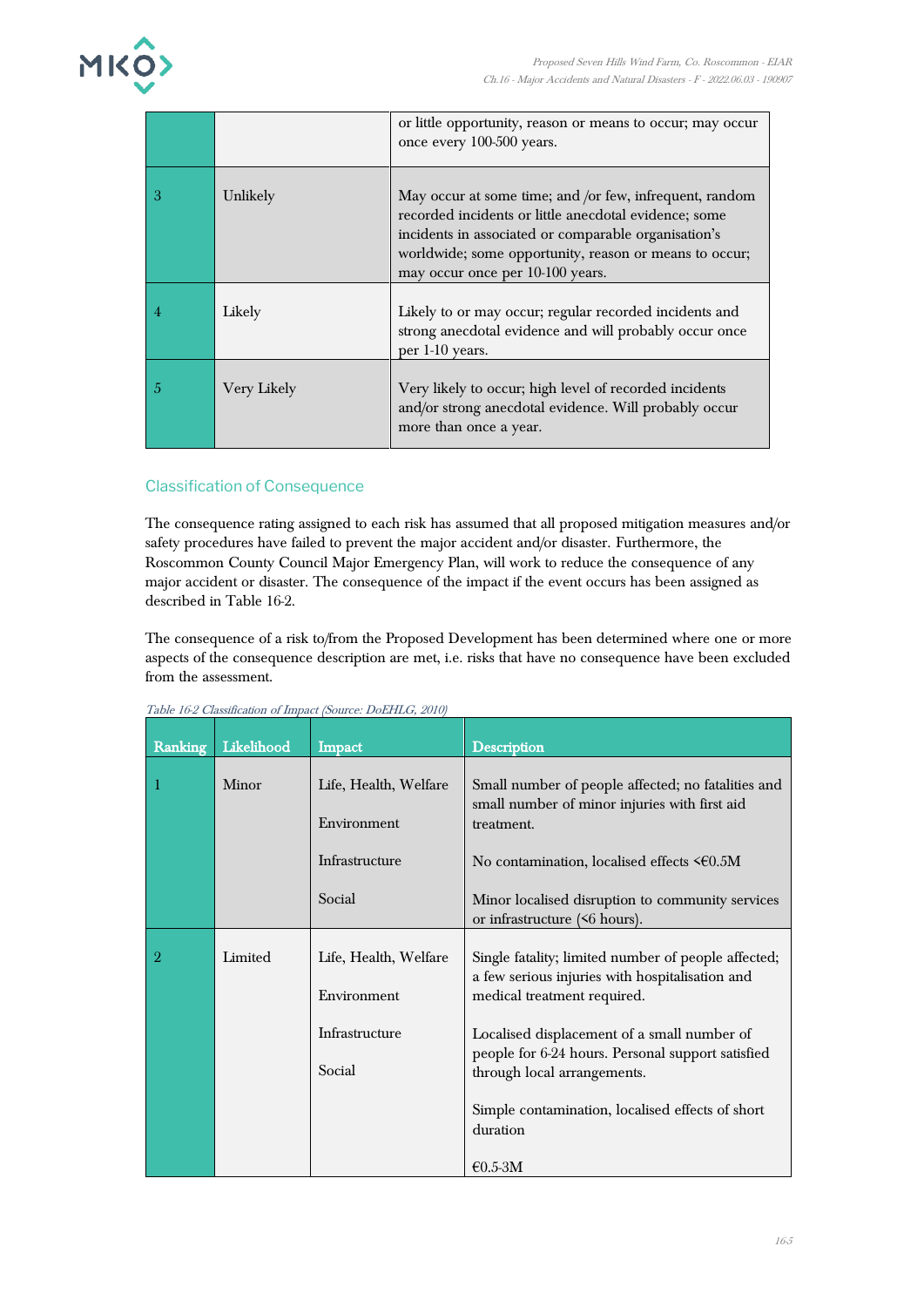| | | |
|---|---|---|
| | | or little opportunity, reason or means to occur; may occur once every 100-500 years. |
| 3 | Unlikely | May occur at some time; and /or few, infrequent, random recorded incidents or little anecdotal evidence; some incidents in associated or comparable organisation's worldwide; some opportunity, reason or means to occur; may occur once per 10-100 years. |
| 4 | Likely | Likely to or may occur; regular recorded incidents and strong anecdotal evidence and will probably occur once per 1-10 years. |
| 5 | Very Likely | Very likely to occur; high level of recorded incidents and/or strong anecdotal evidence. Will probably occur more than once a year. |

### Classification of Consequence

The consequence rating assigned to each risk has assumed that all proposed mitigation measures and/or safety procedures have failed to prevent the major accident and/or disaster. Furthermore, the Roscommon County Council Major Emergency Plan, will work to reduce the consequence of any major accident or disaster. The consequence of the impact if the event occurs has been assigned as described in Table 16-2.

The consequence of a risk to/from the Proposed Development has been determined where one or more aspects of the consequence description are met, i.e. risks that have no consequence have been excluded from the assessment.

*Table 16-2 Classification of Impact (Source: DoEHLG, 2010)*

| Ranking | Likelihood | Impact | Description |
|---|---|---|---|
| 1 | Minor | Life, Health, Welfare<br><br>Environment<br><br>Infrastructure<br><br>Social | Small number of people affected; no fatalities and small number of minor injuries with first aid treatment.<br><br>No contamination, localised effects <€0.5M<br><br>Minor localised disruption to community services or infrastructure (<6 hours). |
| 2 | Limited | Life, Health, Welfare<br><br>Environment<br><br>Infrastructure<br><br>Social | Single fatality; limited number of people affected; a few serious injuries with hospitalisation and medical treatment required.<br><br>Localised displacement of a small number of people for 6-24 hours. Personal support satisfied through local arrangements.<br><br>Simple contamination, localised effects of short duration<br><br>€0.5-3M |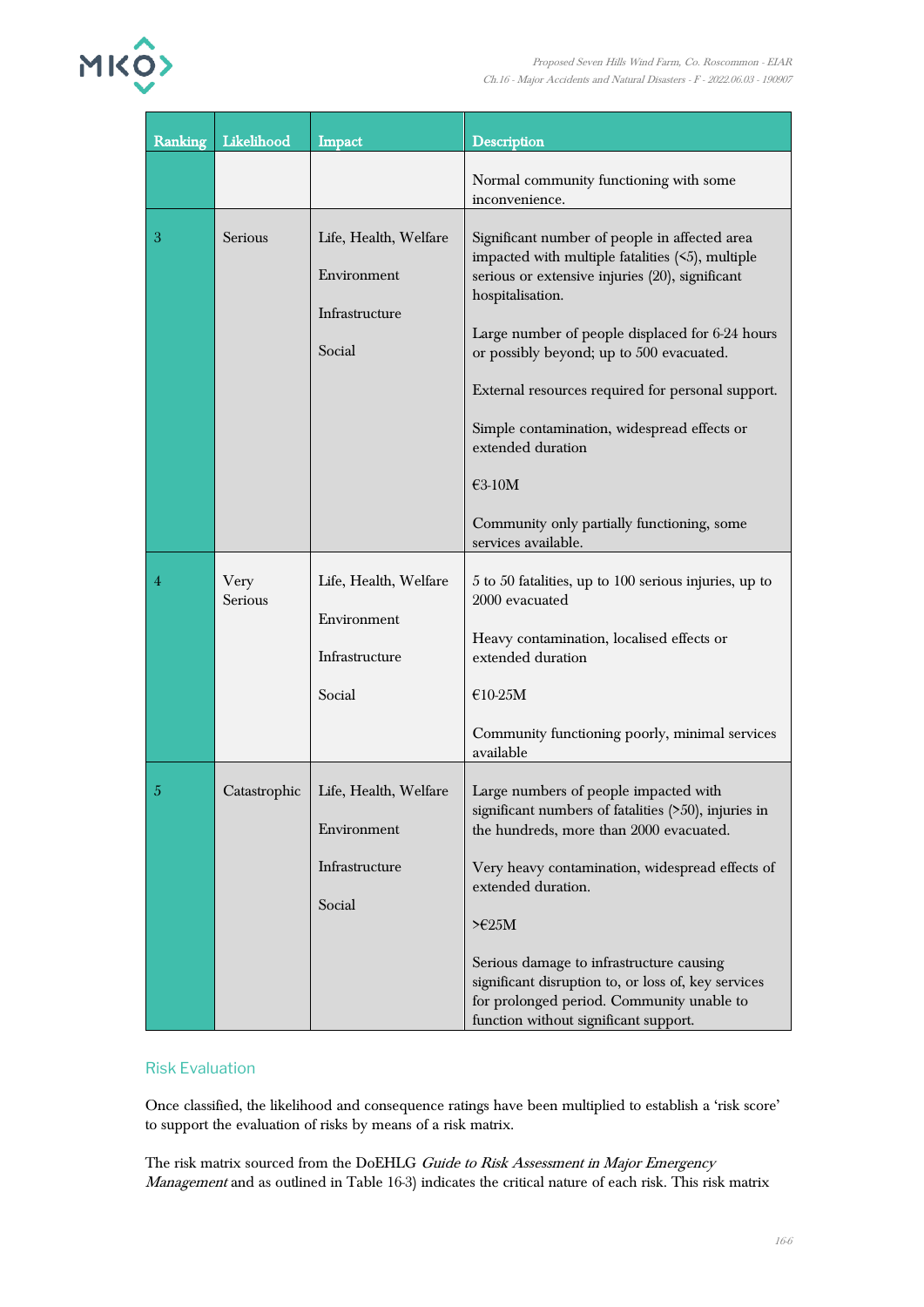| Ranking | Likelihood | Impact | Description |
|---|---|---|---|
| | | | Normal community functioning with some inconvenience. |
| 3 | Serious | Life, Health, Welfare<br><br>Environment<br><br>Infrastructure<br><br>Social | Significant number of people in affected area impacted with multiple fatalities (<5), multiple serious or extensive injuries (20), significant hospitalisation.<br><br>Large number of people displaced for 6-24 hours or possibly beyond; up to 500 evacuated.<br><br>External resources required for personal support.<br><br>Simple contamination, widespread effects or extended duration<br><br>€3-10M<br><br>Community only partially functioning, some services available. |
| 4 | Very Serious | Life, Health, Welfare<br><br>Environment<br><br>Infrastructure<br><br>Social | 5 to 50 fatalities, up to 100 serious injuries, up to 2000 evacuated<br><br>Heavy contamination, localised effects or extended duration<br><br>€10-25M<br><br>Community functioning poorly, minimal services available |
| 5 | Catastrophic | Life, Health, Welfare<br><br>Environment<br><br>Infrastructure<br><br>Social | Large numbers of people impacted with significant numbers of fatalities (>50), injuries in the hundreds, more than 2000 evacuated.<br><br>Very heavy contamination, widespread effects of extended duration.<br><br>>€25M<br><br>Serious damage to infrastructure causing significant disruption to, or loss of, key services for prolonged period. Community unable to function without significant support. |

### Risk Evaluation

Once classified, the likelihood and consequence ratings have been multiplied to establish a 'risk score' to support the evaluation of risks by means of a risk matrix.

The risk matrix sourced from the DoEHLG *Guide to Risk Assessment in Major Emergency Management* and as outlined in Table 16-3) indicates the critical nature of each risk. This risk matrix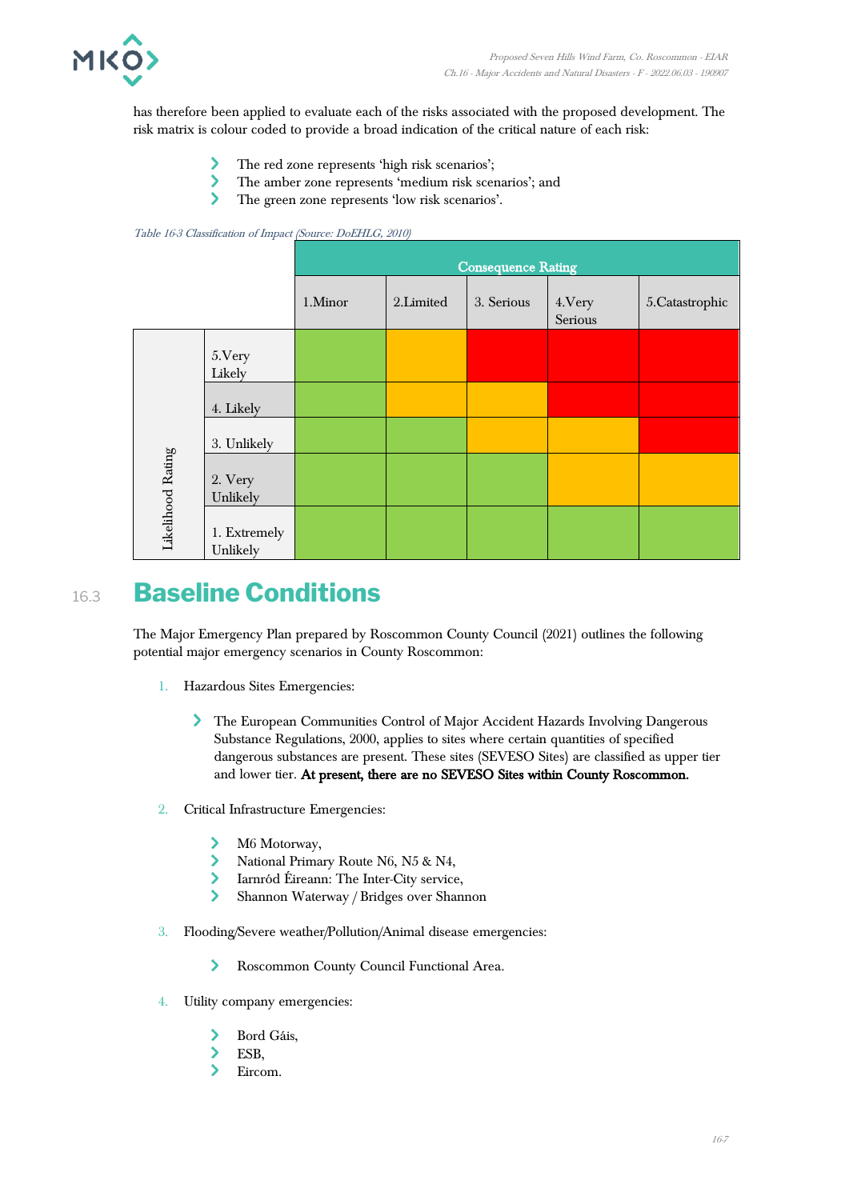has therefore been applied to evaluate each of the risks associated with the proposed development. The risk matrix is colour coded to provide a broad indication of the critical nature of each risk:

- The red zone represents 'high risk scenarios';
- The amber zone represents 'medium risk scenarios'; and
- The green zone represents 'low risk scenarios'.

*Table 16-3 Classification of Impact (Source: DoEHLG, 2010)*

| | | Consequence Rating | | | | |
|---|---|---|---|---|---|---|
| | | 1.Minor | 2.Limited | 3. Serious | 4.Very Serious | 5.Catastrophic |
| Likelihood Rating | 5.Very Likely | Green | Amber | Red | Red | Red |
| | 4. Likely | Green | Amber | Amber | Red | Red |
| | 3. Unlikely | Green | Green | Amber | Amber | Red |
| | 2. Very Unlikely | Green | Green | Green | Amber | Amber |
| | 1. Extremely Unlikely | Green | Green | Green | Green | Green |

## 16.3 Baseline Conditions

The Major Emergency Plan prepared by Roscommon County Council (2021) outlines the following potential major emergency scenarios in County Roscommon:

1. Hazardous Sites Emergencies:

   - The European Communities Control of Major Accident Hazards Involving Dangerous Substance Regulations, 2000, applies to sites where certain quantities of specified dangerous substances are present. These sites (SEVESO Sites) are classified as upper tier and lower tier. **At present, there are no SEVESO Sites within County Roscommon.**

2. Critical Infrastructure Emergencies:

   - M6 Motorway,
   - National Primary Route N6, N5 & N4,
   - Iarnród Éireann: The Inter-City service,
   - Shannon Waterway / Bridges over Shannon

3. Flooding/Severe weather/Pollution/Animal disease emergencies:

   - Roscommon County Council Functional Area.

4. Utility company emergencies:

   - Bord Gáis,
   - ESB,
   - Eircom.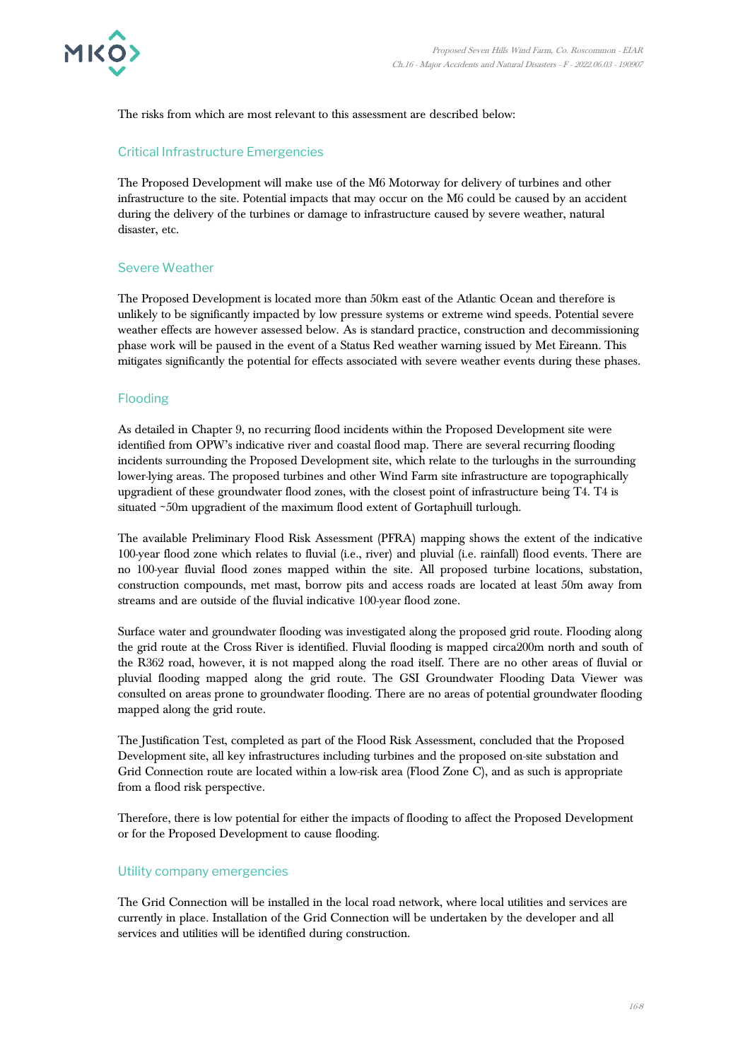The risks from which are most relevant to this assessment are described below:

### Critical Infrastructure Emergencies

The Proposed Development will make use of the M6 Motorway for delivery of turbines and other infrastructure to the site. Potential impacts that may occur on the M6 could be caused by an accident during the delivery of the turbines or damage to infrastructure caused by severe weather, natural disaster, etc.

### Severe Weather

The Proposed Development is located more than 50km east of the Atlantic Ocean and therefore is unlikely to be significantly impacted by low pressure systems or extreme wind speeds. Potential severe weather effects are however assessed below. As is standard practice, construction and decommissioning phase work will be paused in the event of a Status Red weather warning issued by Met Eireann. This mitigates significantly the potential for effects associated with severe weather events during these phases.

### Flooding

As detailed in Chapter 9, no recurring flood incidents within the Proposed Development site were identified from OPW's indicative river and coastal flood map. There are several recurring flooding incidents surrounding the Proposed Development site, which relate to the turloughs in the surrounding lower-lying areas. The proposed turbines and other Wind Farm site infrastructure are topographically upgradient of these groundwater flood zones, with the closest point of infrastructure being T4. T4 is situated ~50m upgradient of the maximum flood extent of Gortaphuill turlough.

The available Preliminary Flood Risk Assessment (PFRA) mapping shows the extent of the indicative 100-year flood zone which relates to fluvial (i.e., river) and pluvial (i.e. rainfall) flood events. There are no 100-year fluvial flood zones mapped within the site. All proposed turbine locations, substation, construction compounds, met mast, borrow pits and access roads are located at least 50m away from streams and are outside of the fluvial indicative 100-year flood zone.

Surface water and groundwater flooding was investigated along the proposed grid route. Flooding along the grid route at the Cross River is identified. Fluvial flooding is mapped circa200m north and south of the R362 road, however, it is not mapped along the road itself. There are no other areas of fluvial or pluvial flooding mapped along the grid route. The GSI Groundwater Flooding Data Viewer was consulted on areas prone to groundwater flooding. There are no areas of potential groundwater flooding mapped along the grid route.

The Justification Test, completed as part of the Flood Risk Assessment, concluded that the Proposed Development site, all key infrastructures including turbines and the proposed on-site substation and Grid Connection route are located within a low-risk area (Flood Zone C), and as such is appropriate from a flood risk perspective.

Therefore, there is low potential for either the impacts of flooding to affect the Proposed Development or for the Proposed Development to cause flooding.

### Utility company emergencies

The Grid Connection will be installed in the local road network, where local utilities and services are currently in place. Installation of the Grid Connection will be undertaken by the developer and all services and utilities will be identified during construction.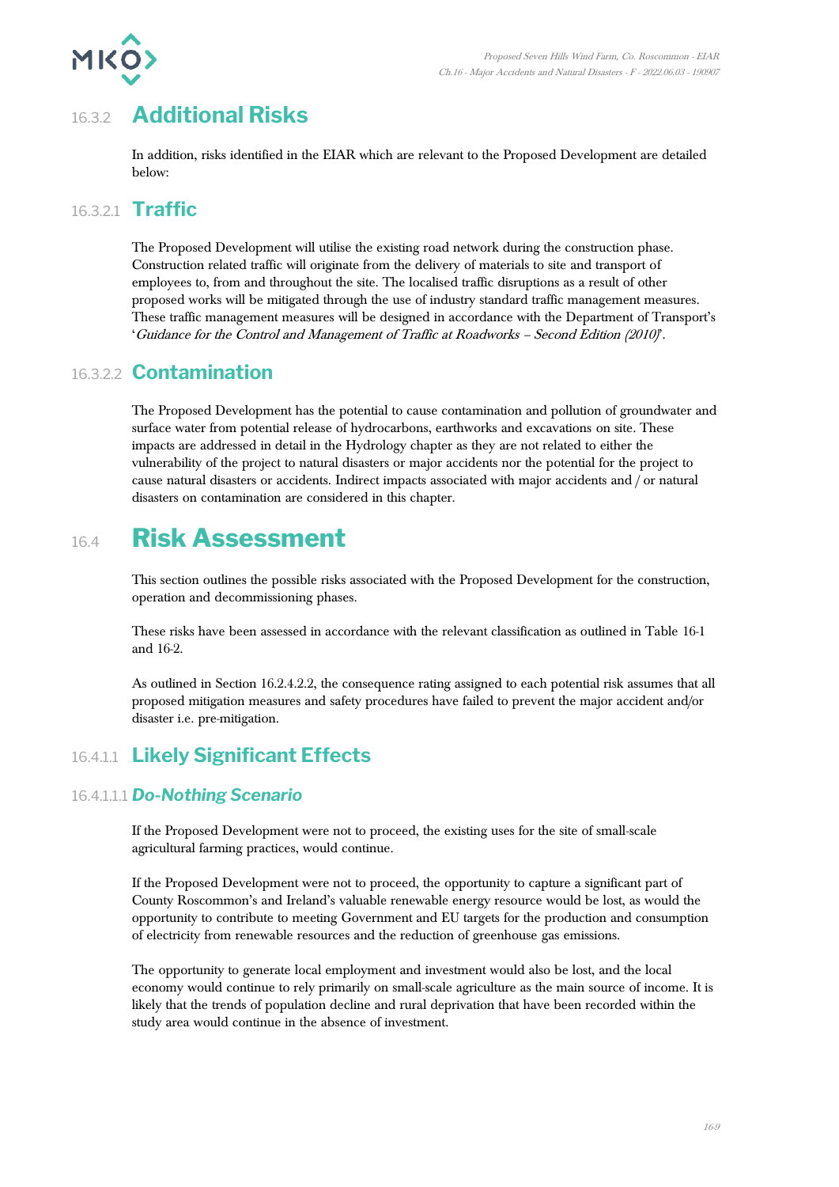## 16.3.2 Additional Risks

In addition, risks identified in the EIAR which are relevant to the Proposed Development are detailed below:

### 16.3.2.1 Traffic

The Proposed Development will utilise the existing road network during the construction phase. Construction related traffic will originate from the delivery of materials to site and transport of employees to, from and throughout the site. The localised traffic disruptions as a result of other proposed works will be mitigated through the use of industry standard traffic management measures. These traffic management measures will be designed in accordance with the Department of Transport's '*Guidance for the Control and Management of Traffic at Roadworks – Second Edition (2010)*'.

### 16.3.2.2 Contamination

The Proposed Development has the potential to cause contamination and pollution of groundwater and surface water from potential release of hydrocarbons, earthworks and excavations on site. These impacts are addressed in detail in the Hydrology chapter as they are not related to either the vulnerability of the project to natural disasters or major accidents nor the potential for the project to cause natural disasters or accidents. Indirect impacts associated with major accidents and / or natural disasters on contamination are considered in this chapter.

# 16.4 Risk Assessment

This section outlines the possible risks associated with the Proposed Development for the construction, operation and decommissioning phases.

These risks have been assessed in accordance with the relevant classification as outlined in Table 16-1 and 16-2.

As outlined in Section 16.2.4.2.2, the consequence rating assigned to each potential risk assumes that all proposed mitigation measures and safety procedures have failed to prevent the major accident and/or disaster i.e. pre-mitigation.

## 16.4.1.1 Likely Significant Effects

### 16.4.1.1.1 *Do-Nothing Scenario*

If the Proposed Development were not to proceed, the existing uses for the site of small-scale agricultural farming practices, would continue.

If the Proposed Development were not to proceed, the opportunity to capture a significant part of County Roscommon's and Ireland's valuable renewable energy resource would be lost, as would the opportunity to contribute to meeting Government and EU targets for the production and consumption of electricity from renewable resources and the reduction of greenhouse gas emissions.

The opportunity to generate local employment and investment would also be lost, and the local economy would continue to rely primarily on small-scale agriculture as the main source of income. It is likely that the trends of population decline and rural deprivation that have been recorded within the study area would continue in the absence of investment.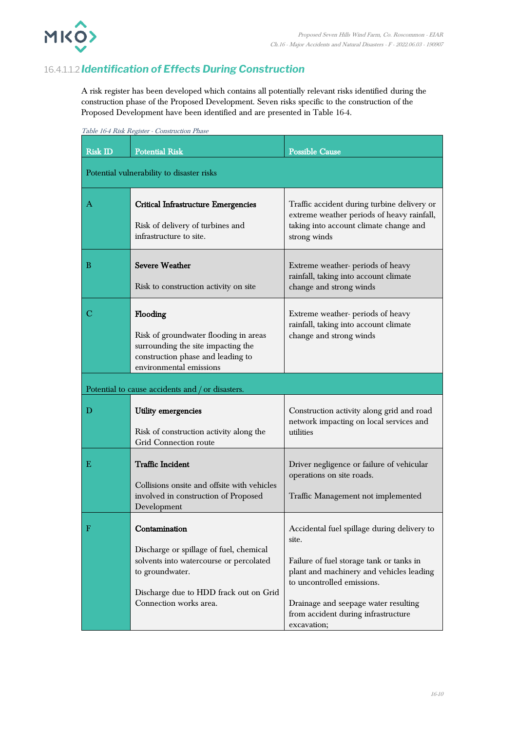#### 16.4.1.1.2 *Identification of Effects During Construction*

A risk register has been developed which contains all potentially relevant risks identified during the construction phase of the Proposed Development. Seven risks specific to the construction of the Proposed Development have been identified and are presented in Table 16-4.

*Table 16-4 Risk Register - Construction Phase*

| Risk ID | Potential Risk | Possible Cause |
|---|---|---|
| Potential vulnerability to disaster risks | | |
| A | **Critical Infrastructure Emergencies**<br><br>Risk of delivery of turbines and infrastructure to site. | Traffic accident during turbine delivery or extreme weather periods of heavy rainfall, taking into account climate change and strong winds |
| B | **Severe Weather**<br><br>Risk to construction activity on site | Extreme weather- periods of heavy rainfall, taking into account climate change and strong winds |
| C | **Flooding**<br><br>Risk of groundwater flooding in areas surrounding the site impacting the construction phase and leading to environmental emissions | Extreme weather- periods of heavy rainfall, taking into account climate change and strong winds |
| Potential to cause accidents and / or disasters. | | |
| D | **Utility emergencies**<br><br>Risk of construction activity along the Grid Connection route | Construction activity along grid and road network impacting on local services and utilities |
| E | **Traffic Incident**<br><br>Collisions onsite and offsite with vehicles involved in construction of Proposed Development | Driver negligence or failure of vehicular operations on site roads.<br><br>Traffic Management not implemented |
| F | **Contamination**<br><br>Discharge or spillage of fuel, chemical solvents into watercourse or percolated to groundwater.<br><br>Discharge due to HDD frack out on Grid Connection works area. | Accidental fuel spillage during delivery to site.<br><br>Failure of fuel storage tank or tanks in plant and machinery and vehicles leading to uncontrolled emissions.<br><br>Drainage and seepage water resulting from accident during infrastructure excavation; |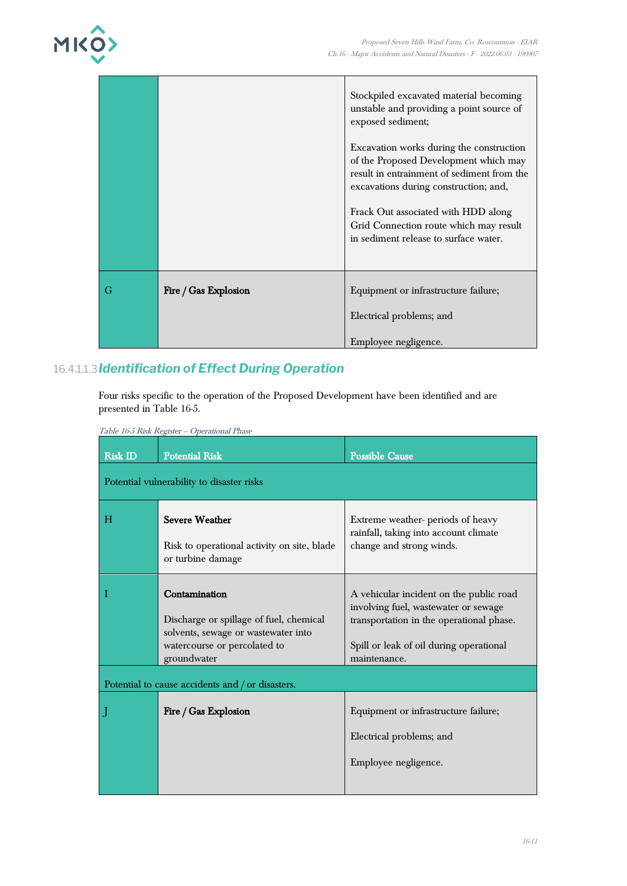| | | |
|---|---|---|
| | | Stockpiled excavated material becoming unstable and providing a point source of exposed sediment;<br><br>Excavation works during the construction of the Proposed Development which may result in entrainment of sediment from the excavations during construction; and,<br><br>Frack Out associated with HDD along Grid Connection route which may result in sediment release to surface water. |
| G | **Fire / Gas Explosion** | Equipment or infrastructure failure;<br><br>Electrical problems; and<br><br>Employee negligence. |

#### 16.4.1.1.3 *Identification of Effect During Operation*

Four risks specific to the operation of the Proposed Development have been identified and are presented in Table 16-5.

*Table 16-5 Risk Register – Operational Phase*

| Risk ID | Potential Risk | Possible Cause |
|---|---|---|
| Potential vulnerability to disaster risks | | |
| H | **Severe Weather**<br><br>Risk to operational activity on site, blade or turbine damage | Extreme weather- periods of heavy rainfall, taking into account climate change and strong winds. |
| I | **Contamination**<br><br>Discharge or spillage of fuel, chemical solvents, sewage or wastewater into watercourse or percolated to groundwater | A vehicular incident on the public road involving fuel, wastewater or sewage transportation in the operational phase.<br><br>Spill or leak of oil during operational maintenance. |
| Potential to cause accidents and / or disasters. | | |
| J | **Fire / Gas Explosion** | Equipment or infrastructure failure;<br><br>Electrical problems; and<br><br>Employee negligence. |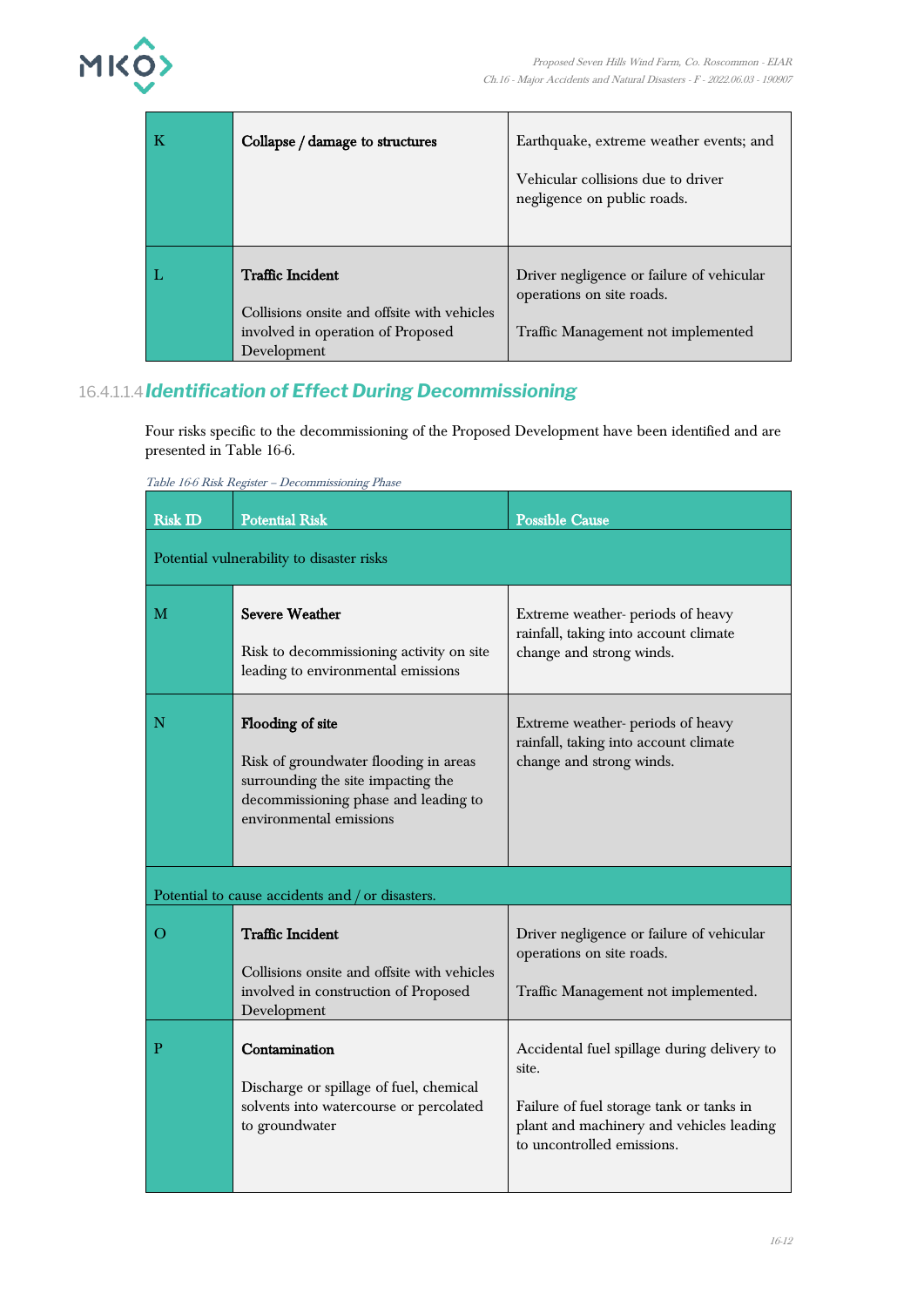| | | |
|---|---|---|
| K | **Collapse / damage to structures** | Earthquake, extreme weather events; and<br><br>Vehicular collisions due to driver negligence on public roads. |
| L | **Traffic Incident**<br><br>Collisions onsite and offsite with vehicles involved in operation of Proposed Development | Driver negligence or failure of vehicular operations on site roads.<br><br>Traffic Management not implemented |

#### 16.4.1.1.4 *Identification of Effect During Decommissioning*

Four risks specific to the decommissioning of the Proposed Development have been identified and are presented in Table 16-6.

*Table 16-6 Risk Register – Decommissioning Phase*

| Risk ID | Potential Risk | Possible Cause |
|---|---|---|
| Potential vulnerability to disaster risks | | |
| M | **Severe Weather**<br><br>Risk to decommissioning activity on site leading to environmental emissions | Extreme weather- periods of heavy rainfall, taking into account climate change and strong winds. |
| N | **Flooding of site**<br><br>Risk of groundwater flooding in areas surrounding the site impacting the decommissioning phase and leading to environmental emissions | Extreme weather- periods of heavy rainfall, taking into account climate change and strong winds. |
| Potential to cause accidents and / or disasters. | | |
| O | **Traffic Incident**<br><br>Collisions onsite and offsite with vehicles involved in construction of Proposed Development | Driver negligence or failure of vehicular operations on site roads.<br><br>Traffic Management not implemented. |
| P | **Contamination**<br><br>Discharge or spillage of fuel, chemical solvents into watercourse or percolated to groundwater | Accidental fuel spillage during delivery to site.<br><br>Failure of fuel storage tank or tanks in plant and machinery and vehicles leading to uncontrolled emissions. |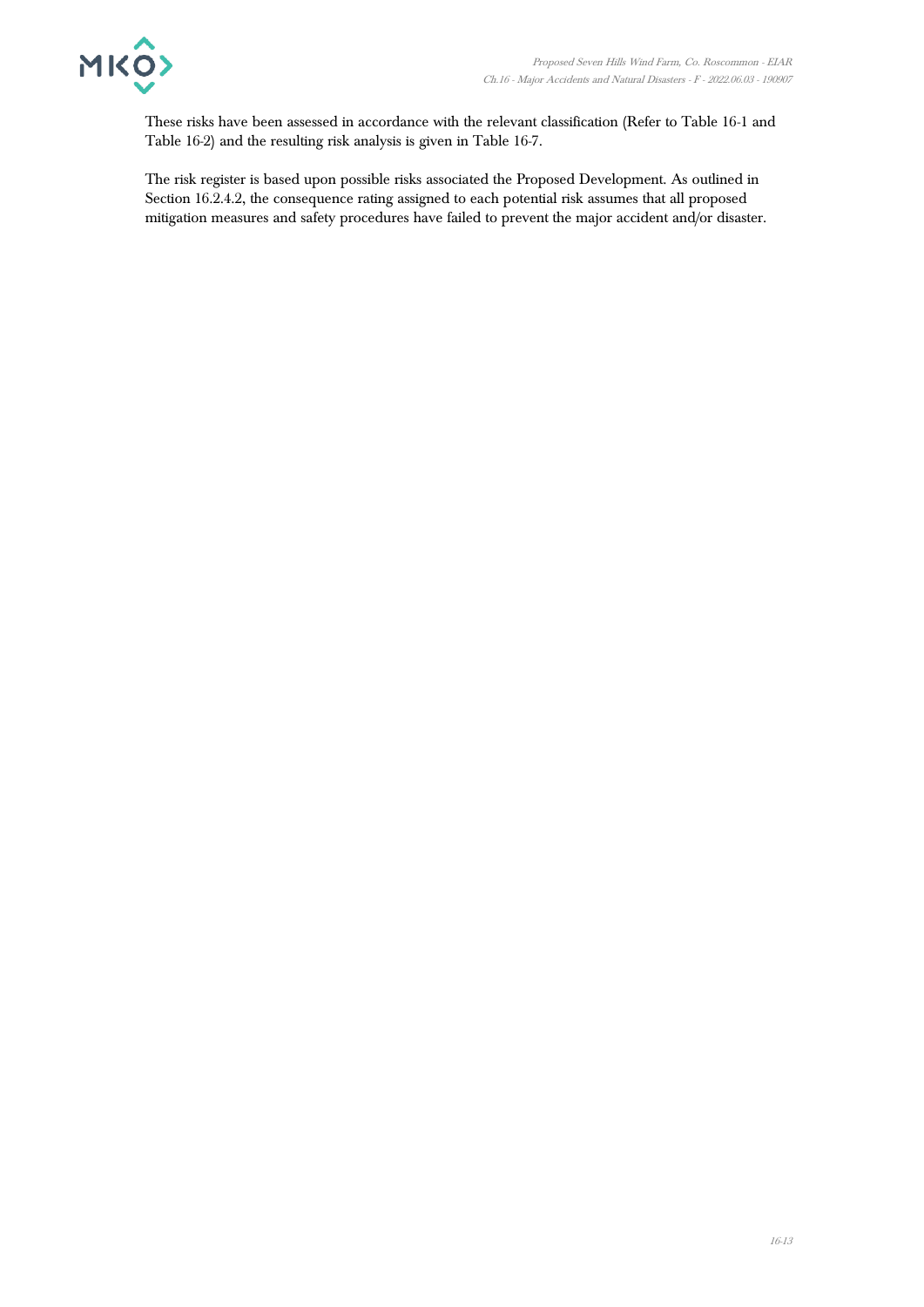These risks have been assessed in accordance with the relevant classification (Refer to Table 16-1 and Table 16-2) and the resulting risk analysis is given in Table 16-7.

The risk register is based upon possible risks associated the Proposed Development. As outlined in Section 16.2.4.2, the consequence rating assigned to each potential risk assumes that all proposed mitigation measures and safety procedures have failed to prevent the major accident and/or disaster.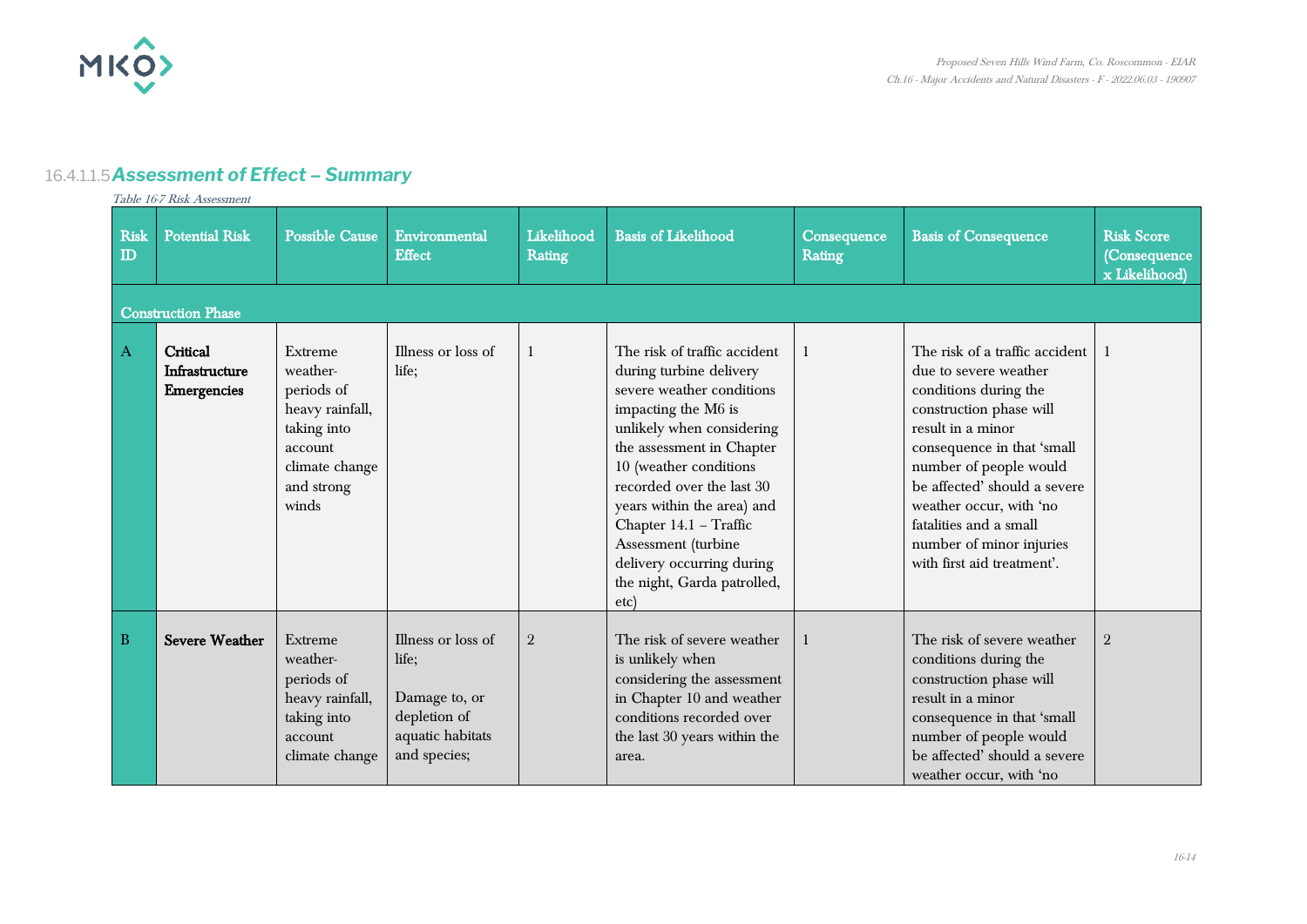### 16.4.1.1.5 *Assessment of Effect – Summary*

*Table 16-7 Risk Assessment*

| Risk ID | Potential Risk | Possible Cause | Environmental Effect | Likelihood Rating | Basis of Likelihood | Consequence Rating | Basis of Consequence | Risk Score (Consequence x Likelihood) |
|---|---|---|---|---|---|---|---|---|
| **Construction Phase** | | | | | | | | |
| A | **Critical Infrastructure Emergencies** | Extreme weather- periods of heavy rainfall, taking into account climate change and strong winds | Illness or loss of life; | 1 | The risk of traffic accident during turbine delivery severe weather conditions impacting the M6 is unlikely when considering the assessment in Chapter 10 (weather conditions recorded over the last 30 years within the area) and Chapter 14.1 – Traffic Assessment (turbine delivery occurring during the night, Garda patrolled, etc) | 1 | The risk of a traffic accident due to severe weather conditions during the construction phase will result in a minor consequence in that 'small number of people would be affected' should a severe weather occur, with 'no fatalities and a small number of minor injuries with first aid treatment'. | 1 |
| B | **Severe Weather** | Extreme weather- periods of heavy rainfall, taking into account climate change | Illness or loss of life; Damage to, or depletion of aquatic habitats and species; | 2 | The risk of severe weather is unlikely when considering the assessment in Chapter 10 and weather conditions recorded over the last 30 years within the area. | 1 | The risk of severe weather conditions during the construction phase will result in a minor consequence in that 'small number of people would be affected' should a severe weather occur, with 'no | 2 |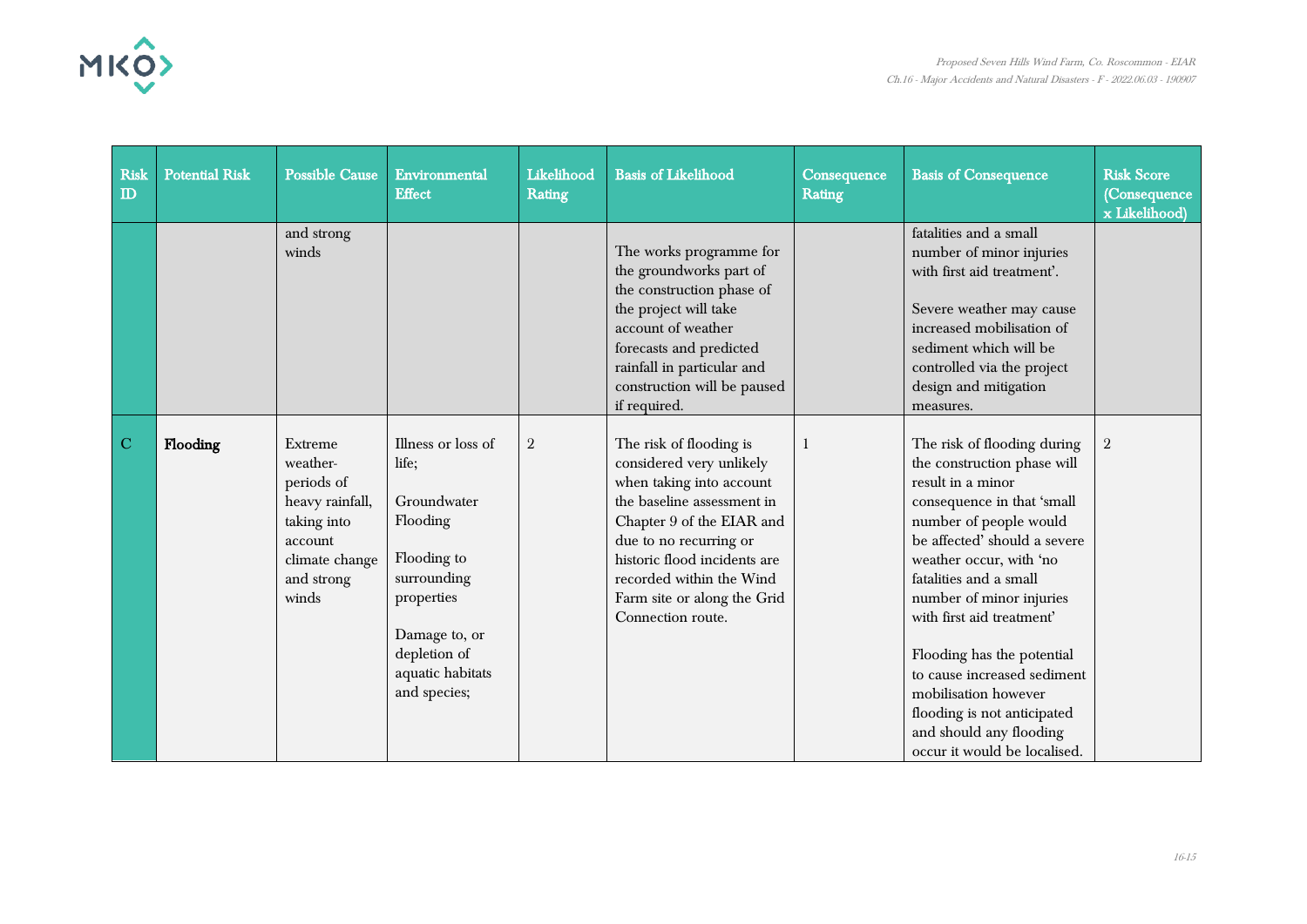| Risk ID | Potential Risk | Possible Cause | Environmental Effect | Likelihood Rating | Basis of Likelihood | Consequence Rating | Basis of Consequence | Risk Score (Consequence x Likelihood) |
|---|---|---|---|---|---|---|---|---|
| | | and strong winds | | | The works programme for the groundworks part of the construction phase of the project will take account of weather forecasts and predicted rainfall in particular and construction will be paused if required. | | fatalities and a small number of minor injuries with first aid treatment'. Severe weather may cause increased mobilisation of sediment which will be controlled via the project design and mitigation measures. | |
| C | **Flooding** | Extreme weather- periods of heavy rainfall, taking into account climate change and strong winds | Illness or loss of life; Groundwater Flooding Flooding to surrounding properties Damage to, or depletion of aquatic habitats and species; | 2 | The risk of flooding is considered very unlikely when taking into account the baseline assessment in Chapter 9 of the EIAR and due to no recurring or historic flood incidents are recorded within the Wind Farm site or along the Grid Connection route. | 1 | The risk of flooding during the construction phase will result in a minor consequence in that 'small number of people would be affected' should a severe weather occur, with 'no fatalities and a small number of minor injuries with first aid treatment' Flooding has the potential to cause increased sediment mobilisation however flooding is not anticipated and should any flooding occur it would be localised. | 2 |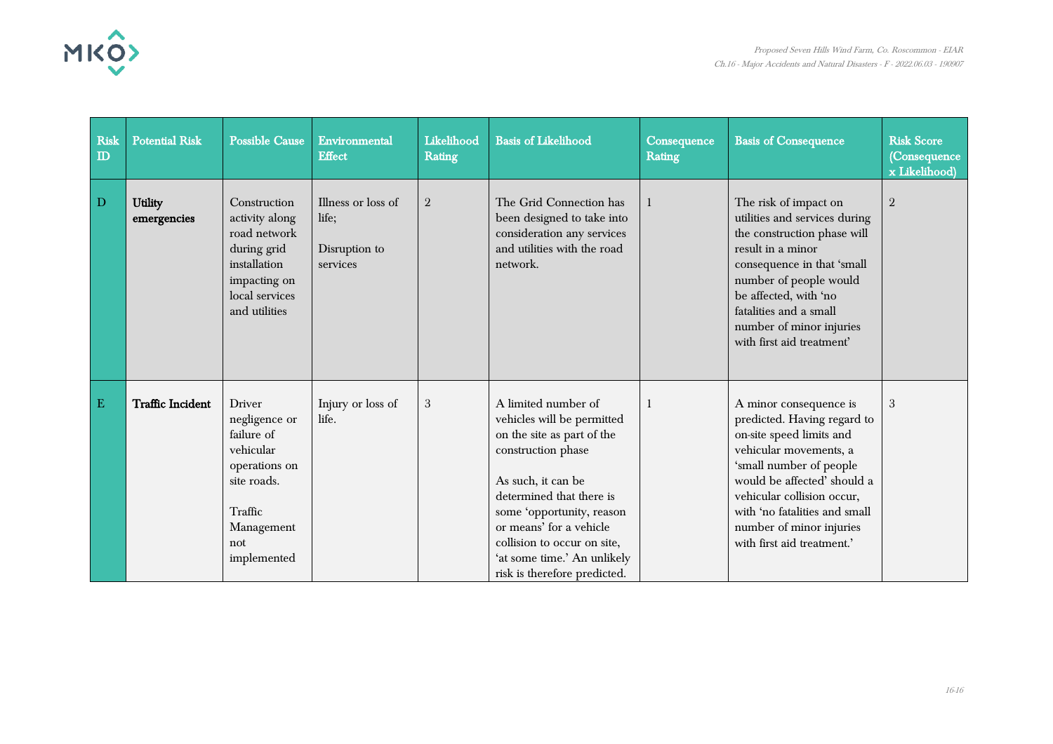| Risk ID | Potential Risk | Possible Cause | Environmental Effect | Likelihood Rating | Basis of Likelihood | Consequence Rating | Basis of Consequence | Risk Score (Consequence x Likelihood) |
|---|---|---|---|---|---|---|---|---|
| D | **Utility emergencies** | Construction activity along road network during grid installation impacting on local services and utilities | Illness or loss of life;<br><br>Disruption to services | 2 | The Grid Connection has been designed to take into consideration any services and utilities with the road network. | 1 | The risk of impact on utilities and services during the construction phase will result in a minor consequence in that 'small number of people would be affected, with 'no fatalities and a small number of minor injuries with first aid treatment' | 2 |
| E | **Traffic Incident** | Driver negligence or failure of vehicular operations on site roads.<br><br>Traffic Management not implemented | Injury or loss of life. | 3 | A limited number of vehicles will be permitted on the site as part of the construction phase<br><br>As such, it can be determined that there is some 'opportunity, reason or means' for a vehicle collision to occur on site, 'at some time.' An unlikely risk is therefore predicted. | 1 | A minor consequence is predicted. Having regard to on-site speed limits and vehicular movements, a 'small number of people would be affected' should a vehicular collision occur, with 'no fatalities and small number of minor injuries with first aid treatment.' | 3 |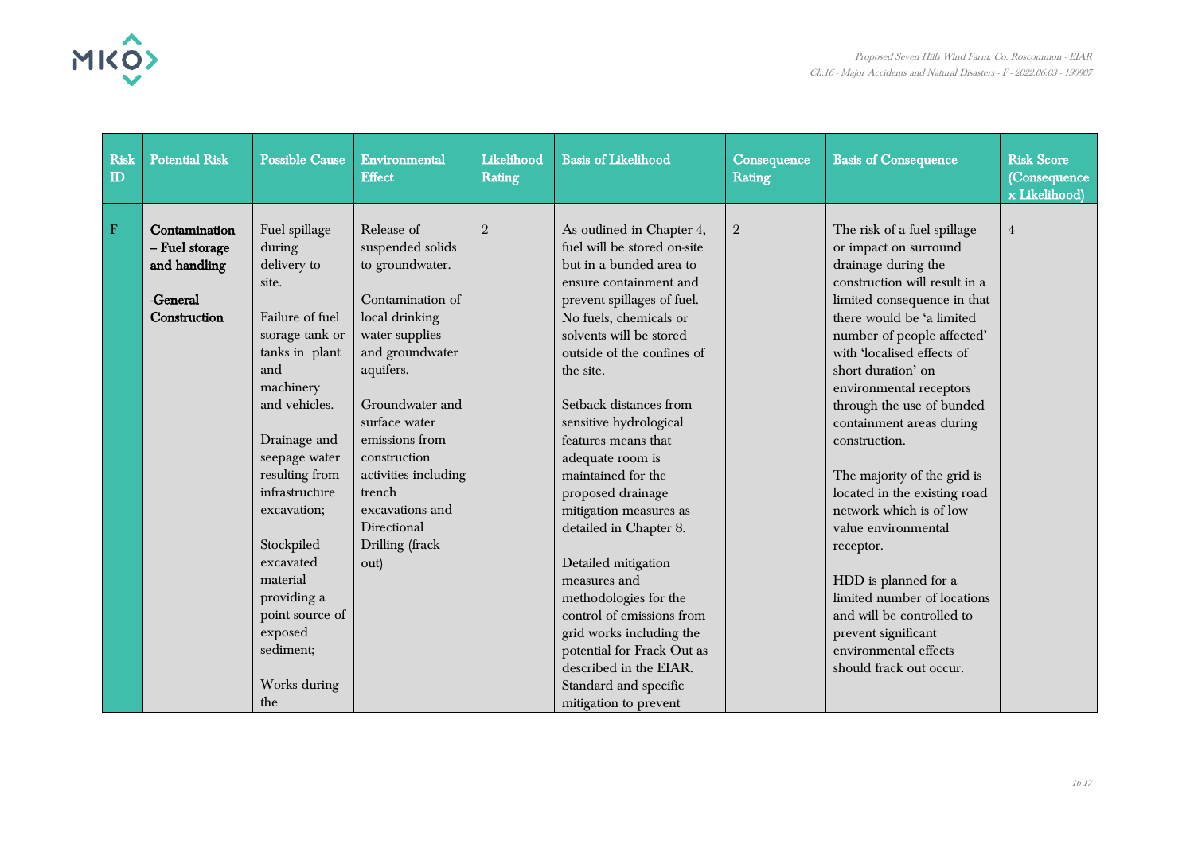| Risk ID | Potential Risk | Possible Cause | Environmental Effect | Likelihood Rating | Basis of Likelihood | Consequence Rating | Basis of Consequence | Risk Score (Consequence x Likelihood) |
|---|---|---|---|---|---|---|---|---|
| F | **Contamination – Fuel storage and handling**<br><br>**-General Construction** | Fuel spillage during delivery to site.<br><br>Failure of fuel storage tank or tanks in plant and machinery and vehicles.<br><br>Drainage and seepage water resulting from infrastructure excavation;<br><br>Stockpiled excavated material providing a point source of exposed sediment;<br><br>Works during the | Release of suspended solids to groundwater.<br><br>Contamination of local drinking water supplies and groundwater aquifers.<br><br>Groundwater and surface water emissions from construction activities including trench excavations and Directional Drilling (frack out) | 2 | As outlined in Chapter 4, fuel will be stored on-site but in a bunded area to ensure containment and prevent spillages of fuel. No fuels, chemicals or solvents will be stored outside of the confines of the site.<br><br>Setback distances from sensitive hydrological features means that adequate room is maintained for the proposed drainage mitigation measures as detailed in Chapter 8.<br><br>Detailed mitigation measures and methodologies for the control of emissions from grid works including the potential for Frack Out as described in the EIAR. Standard and specific mitigation to prevent | 2 | The risk of a fuel spillage or impact on surround drainage during the construction will result in a limited consequence in that there would be 'a limited number of people affected' with 'localised effects of short duration' on environmental receptors through the use of bunded containment areas during construction.<br><br>The majority of the grid is located in the existing road network which is of low value environmental receptor.<br><br>HDD is planned for a limited number of locations and will be controlled to prevent significant environmental effects should frack out occur. | 4 |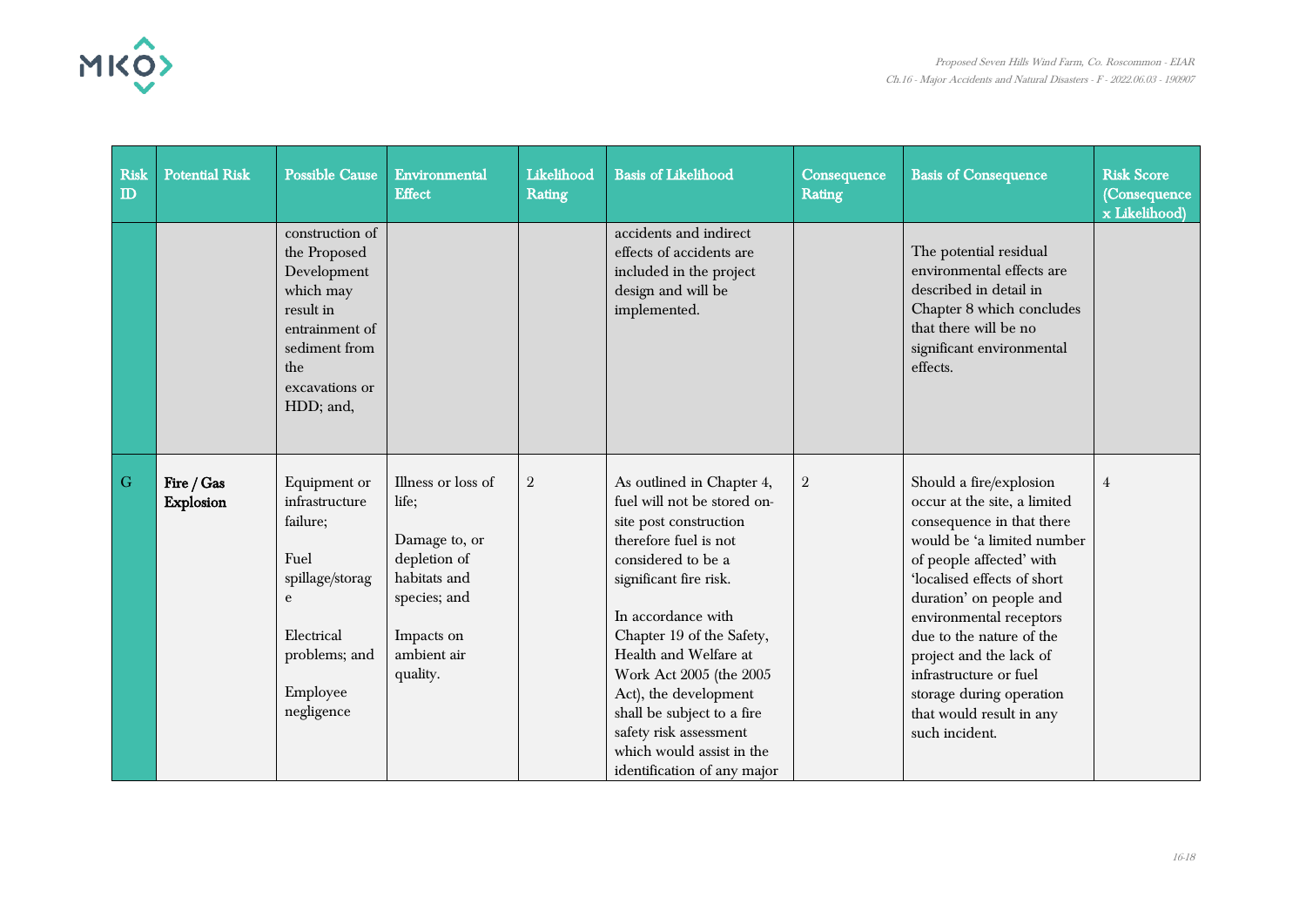| Risk ID | Potential Risk | Possible Cause | Environmental Effect | Likelihood Rating | Basis of Likelihood | Consequence Rating | Basis of Consequence | Risk Score (Consequence x Likelihood) |
|---|---|---|---|---|---|---|---|---|
| | | construction of the Proposed Development which may result in entrainment of sediment from the excavations or HDD; and, | | | accidents and indirect effects of accidents are included in the project design and will be implemented. | | The potential residual environmental effects are described in detail in Chapter 8 which concludes that there will be no significant environmental effects. | |
| G | **Fire / Gas Explosion** | Equipment or infrastructure failure;<br><br>Fuel spillage/storage<br><br>Electrical problems; and<br><br>Employee negligence | Illness or loss of life;<br><br>Damage to, or depletion of habitats and species; and<br><br>Impacts on ambient air quality. | 2 | As outlined in Chapter 4, fuel will not be stored on-site post construction therefore fuel is not considered to be a significant fire risk.<br><br>In accordance with Chapter 19 of the Safety, Health and Welfare at Work Act 2005 (the 2005 Act), the development shall be subject to a fire safety risk assessment which would assist in the identification of any major | 2 | Should a fire/explosion occur at the site, a limited consequence in that there would be 'a limited number of people affected' with 'localised effects of short duration' on people and environmental receptors due to the nature of the project and the lack of infrastructure or fuel storage during operation that would result in any such incident. | 4 |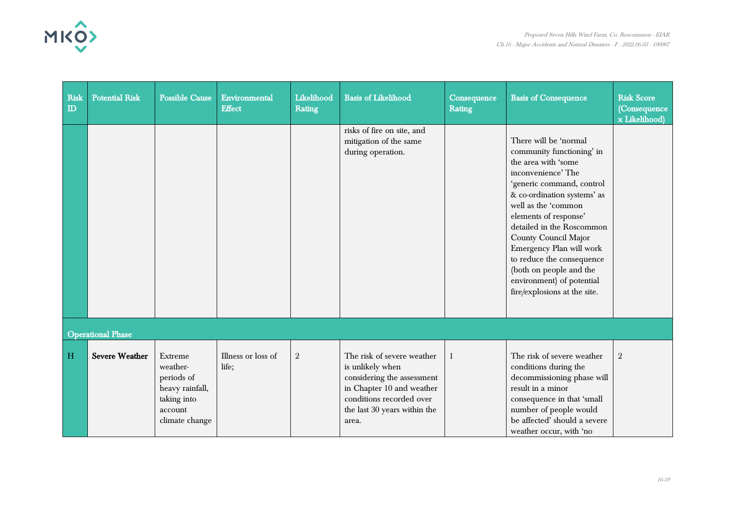| Risk ID | Potential Risk | Possible Cause | Environmental Effect | Likelihood Rating | Basis of Likelihood | Consequence Rating | Basis of Consequence | Risk Score (Consequence x Likelihood) |
|---|---|---|---|---|---|---|---|---|
| | | | | | risks of fire on site, and mitigation of the same during operation. | | There will be 'normal community functioning' in the area with 'some inconvenience' The 'generic command, control & co-ordination systems' as well as the 'common elements of response' detailed in the Roscommon County Council Major Emergency Plan will work to reduce the consequence (both on people and the environment) of potential fire/explosions at the site. | |
| **Operational Phase** | | | | | | | | |
| H | **Severe Weather** | Extreme weather- periods of heavy rainfall, taking into account climate change | Illness or loss of life; | 2 | The risk of severe weather is unlikely when considering the assessment in Chapter 10 and weather conditions recorded over the last 30 years within the area. | 1 | The risk of severe weather conditions during the decommissioning phase will result in a minor consequence in that 'small number of people would be affected' should a severe weather occur, with 'no | 2 |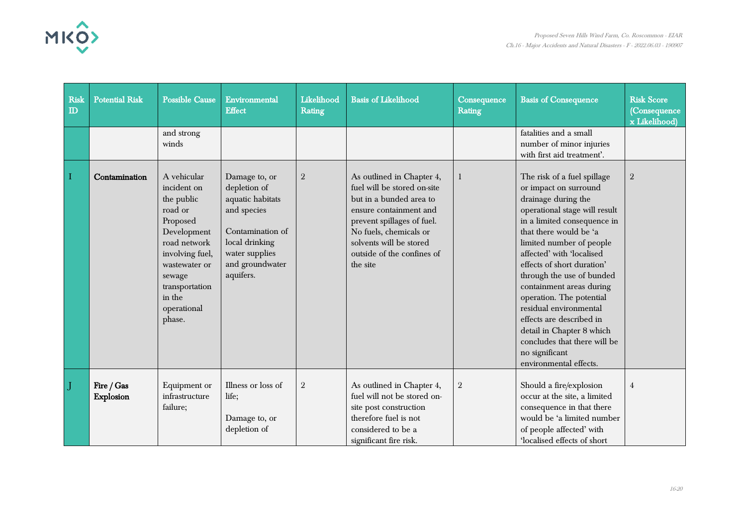| Risk ID | Potential Risk | Possible Cause | Environmental Effect | Likelihood Rating | Basis of Likelihood | Consequence Rating | Basis of Consequence | Risk Score (Consequence x Likelihood) |
|---|---|---|---|---|---|---|---|---|
| | | and strong winds | | | | | fatalities and a small number of minor injuries with first aid treatment'. | |
| I | **Contamination** | A vehicular incident on the public road or Proposed Development road network involving fuel, wastewater or sewage transportation in the operational phase. | Damage to, or depletion of aquatic habitats and species<br><br>Contamination of local drinking water supplies and groundwater aquifers. | 2 | As outlined in Chapter 4, fuel will be stored on-site but in a bunded area to ensure containment and prevent spillages of fuel. No fuels, chemicals or solvents will be stored outside of the confines of the site | 1 | The risk of a fuel spillage or impact on surround drainage during the operational stage will result in a limited consequence in that there would be 'a limited number of people affected' with 'localised effects of short duration' through the use of bunded containment areas during operation. The potential residual environmental effects are described in detail in Chapter 8 which concludes that there will be no significant environmental effects. | 2 |
| J | **Fire / Gas Explosion** | Equipment or infrastructure failure; | Illness or loss of life;<br><br>Damage to, or depletion of | 2 | As outlined in Chapter 4, fuel will not be stored on-site post construction therefore fuel is not considered to be a significant fire risk. | 2 | Should a fire/explosion occur at the site, a limited consequence in that there would be 'a limited number of people affected' with 'localised effects of short | 4 |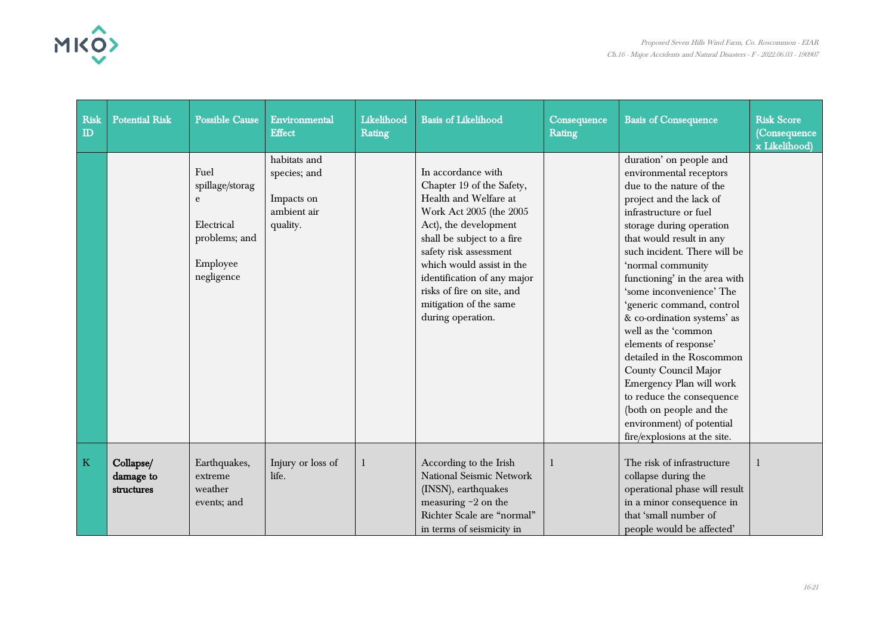| Risk ID | Potential Risk | Possible Cause | Environmental Effect | Likelihood Rating | Basis of Likelihood | Consequence Rating | Basis of Consequence | Risk Score (Consequence x Likelihood) |
|---|---|---|---|---|---|---|---|---|
| | | Fuel spillage/storage<br><br>Electrical problems; and<br><br>Employee negligence | habitats and species; and<br><br>Impacts on ambient air quality. | | In accordance with Chapter 19 of the Safety, Health and Welfare at Work Act 2005 (the 2005 Act), the development shall be subject to a fire safety risk assessment which would assist in the identification of any major risks of fire on site, and mitigation of the same during operation. | | duration' on people and environmental receptors due to the nature of the project and the lack of infrastructure or fuel storage during operation that would result in any such incident. There will be 'normal community functioning' in the area with 'some inconvenience' The 'generic command, control & co-ordination systems' as well as the 'common elements of response' detailed in the Roscommon County Council Major Emergency Plan will work to reduce the consequence (both on people and the environment) of potential fire/explosions at the site. | |
| K | **Collapse/ damage to structures** | Earthquakes, extreme weather events; and | Injury or loss of life. | 1 | According to the Irish National Seismic Network (INSN), earthquakes measuring ~2 on the Richter Scale are "normal" in terms of seismicity in | 1 | The risk of infrastructure collapse during the operational phase will result in a minor consequence in that 'small number of people would be affected' | 1 |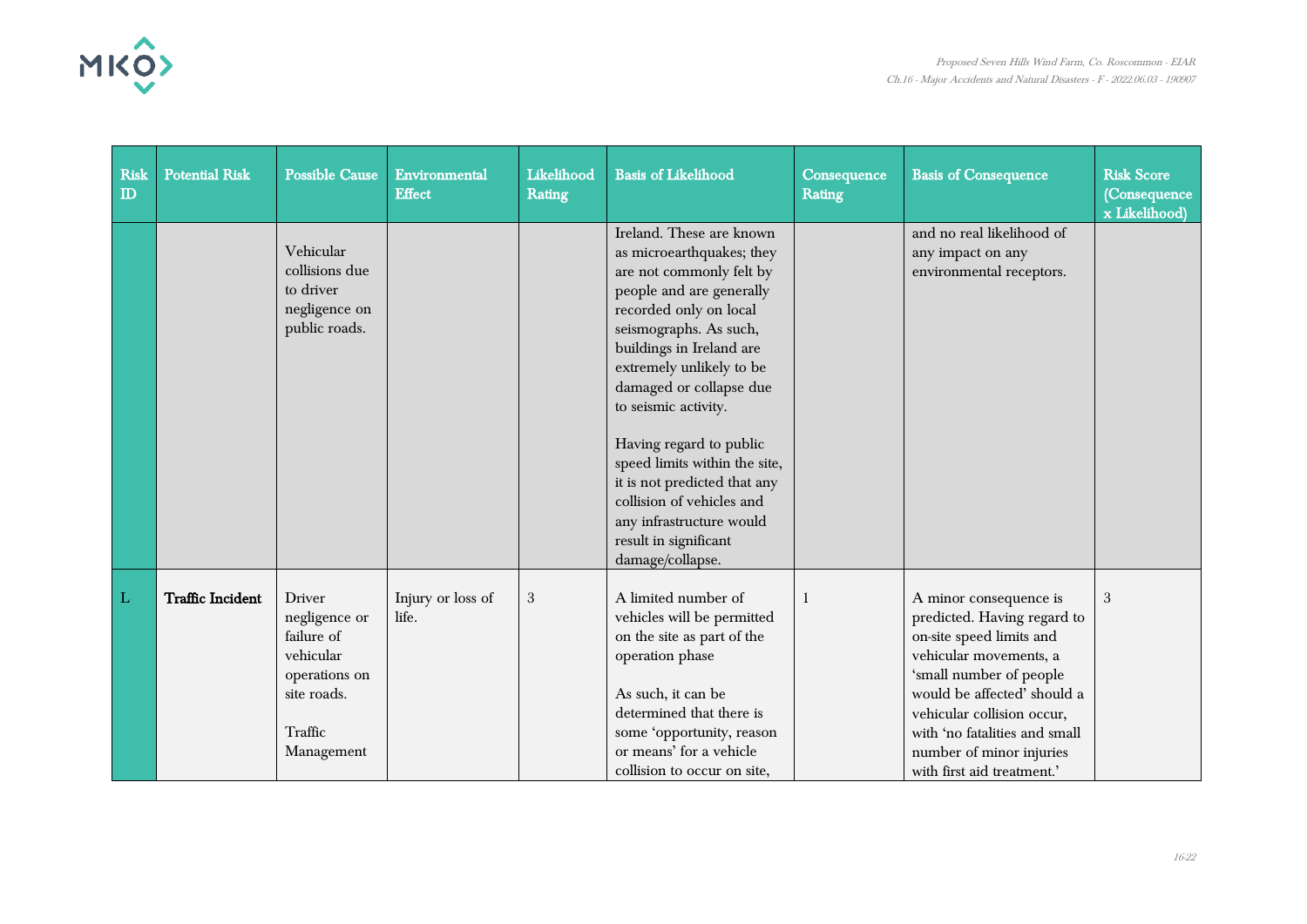| Risk ID | Potential Risk | Possible Cause | Environmental Effect | Likelihood Rating | Basis of Likelihood | Consequence Rating | Basis of Consequence | Risk Score (Consequence x Likelihood) |
|---|---|---|---|---|---|---|---|---|
| | | Vehicular collisions due to driver negligence on public roads. | | | Ireland. These are known as microearthquakes; they are not commonly felt by people and are generally recorded only on local seismographs. As such, buildings in Ireland are extremely unlikely to be damaged or collapse due to seismic activity.<br><br>Having regard to public speed limits within the site, it is not predicted that any collision of vehicles and any infrastructure would result in significant damage/collapse. | | and no real likelihood of any impact on any environmental receptors. | |
| L | **Traffic Incident** | Driver negligence or failure of vehicular operations on site roads.<br><br>Traffic Management | Injury or loss of life. | 3 | A limited number of vehicles will be permitted on the site as part of the operation phase<br><br>As such, it can be determined that there is some 'opportunity, reason or means' for a vehicle collision to occur on site, | 1 | A minor consequence is predicted. Having regard to on-site speed limits and vehicular movements, a 'small number of people would be affected' should a vehicular collision occur, with 'no fatalities and small number of minor injuries with first aid treatment.' | 3 |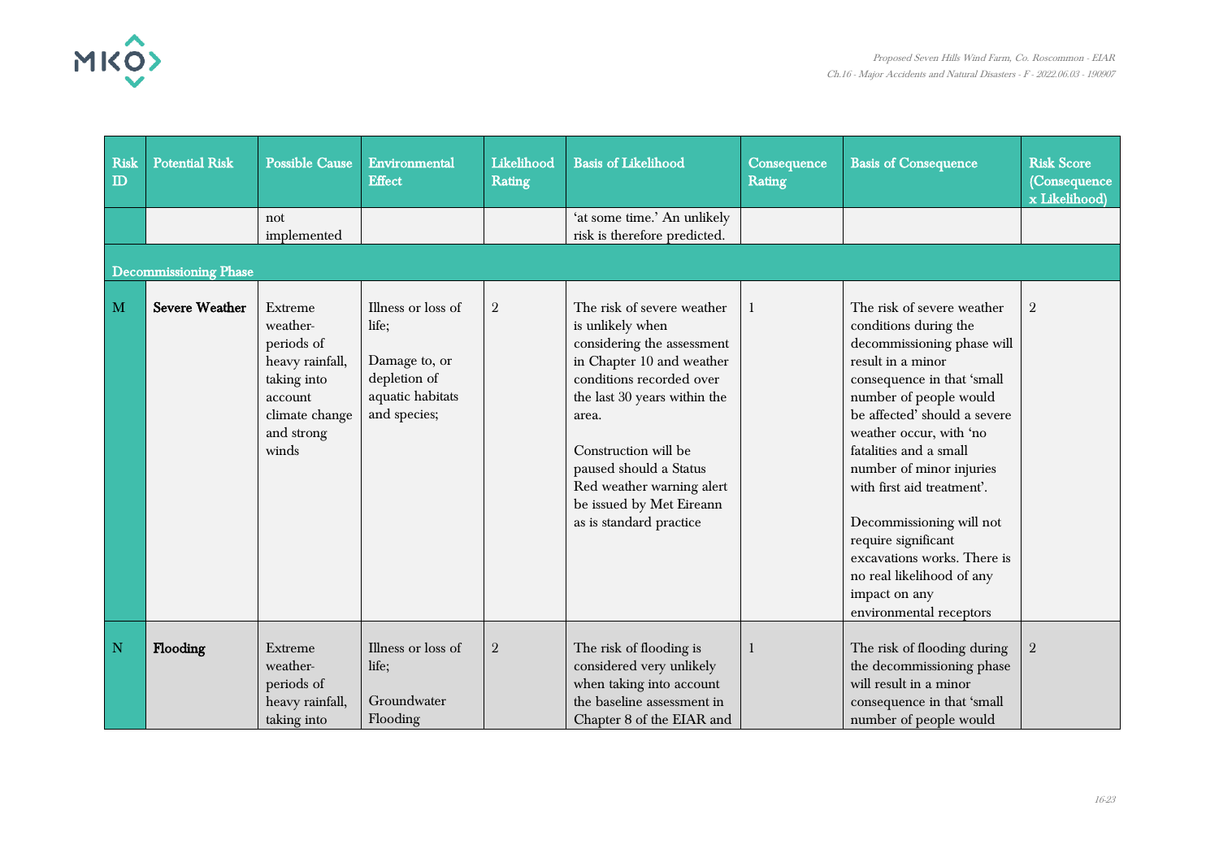| Risk ID | Potential Risk | Possible Cause | Environmental Effect | Likelihood Rating | Basis of Likelihood | Consequence Rating | Basis of Consequence | Risk Score (Consequence x Likelihood) |
|---|---|---|---|---|---|---|---|---|
| | | not implemented | | | 'at some time.' An unlikely risk is therefore predicted. | | | |
| **Decommissioning Phase** | | | | | | | | |
| M | **Severe Weather** | Extreme weather- periods of heavy rainfall, taking into account climate change and strong winds | Illness or loss of life; <br><br> Damage to, or depletion of aquatic habitats and species; | 2 | The risk of severe weather is unlikely when considering the assessment in Chapter 10 and weather conditions recorded over the last 30 years within the area. <br><br> Construction will be paused should a Status Red weather warning alert be issued by Met Eireann as is standard practice | 1 | The risk of severe weather conditions during the decommissioning phase will result in a minor consequence in that 'small number of people would be affected' should a severe weather occur, with 'no fatalities and a small number of minor injuries with first aid treatment'. <br><br> Decommissioning will not require significant excavations works. There is no real likelihood of any impact on any environmental receptors | 2 |
| N | **Flooding** | Extreme weather- periods of heavy rainfall, taking into | Illness or loss of life; <br><br> Groundwater Flooding | 2 | The risk of flooding is considered very unlikely when taking into account the baseline assessment in Chapter 8 of the EIAR and | 1 | The risk of flooding during the decommissioning phase will result in a minor consequence in that 'small number of people would | 2 |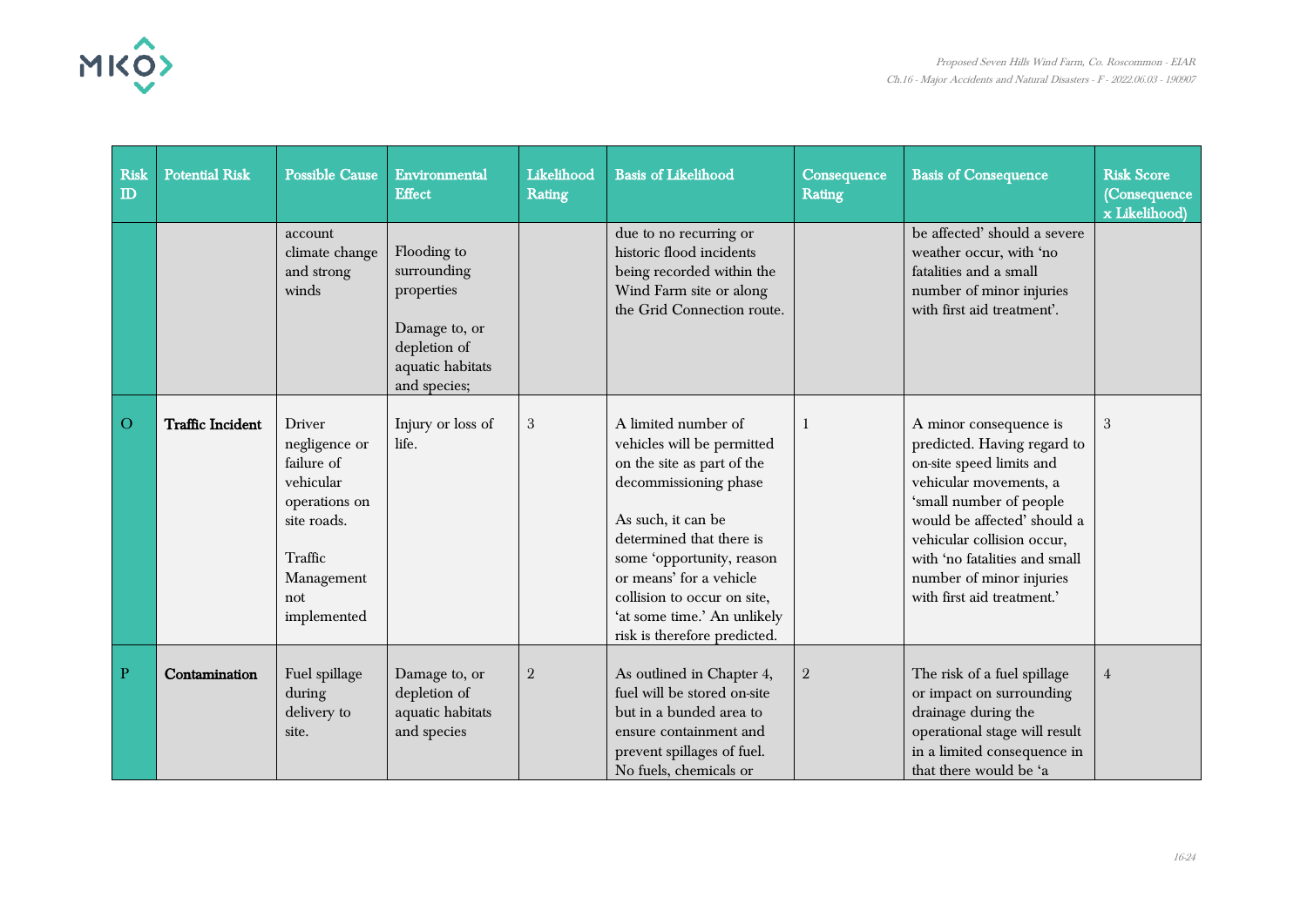| Risk ID | Potential Risk | Possible Cause | Environmental Effect | Likelihood Rating | Basis of Likelihood | Consequence Rating | Basis of Consequence | Risk Score (Consequence x Likelihood) |
|---|---|---|---|---|---|---|---|---|
| | | account climate change and strong winds | Flooding to surrounding properties<br><br>Damage to, or depletion of aquatic habitats and species; | | due to no recurring or historic flood incidents being recorded within the Wind Farm site or along the Grid Connection route. | | be affected' should a severe weather occur, with 'no fatalities and a small number of minor injuries with first aid treatment'. | |
| O | **Traffic Incident** | Driver negligence or failure of vehicular operations on site roads.<br><br>Traffic Management not implemented | Injury or loss of life. | 3 | A limited number of vehicles will be permitted on the site as part of the decommissioning phase<br><br>As such, it can be determined that there is some 'opportunity, reason or means' for a vehicle collision to occur on site, 'at some time.' An unlikely risk is therefore predicted. | 1 | A minor consequence is predicted. Having regard to on-site speed limits and vehicular movements, a 'small number of people would be affected' should a vehicular collision occur, with 'no fatalities and small number of minor injuries with first aid treatment.' | 3 |
| P | **Contamination** | Fuel spillage during delivery to site. | Damage to, or depletion of aquatic habitats and species | 2 | As outlined in Chapter 4, fuel will be stored on-site but in a bunded area to ensure containment and prevent spillages of fuel. No fuels, chemicals or | 2 | The risk of a fuel spillage or impact on surrounding drainage during the operational stage will result in a limited consequence in that there would be 'a | 4 |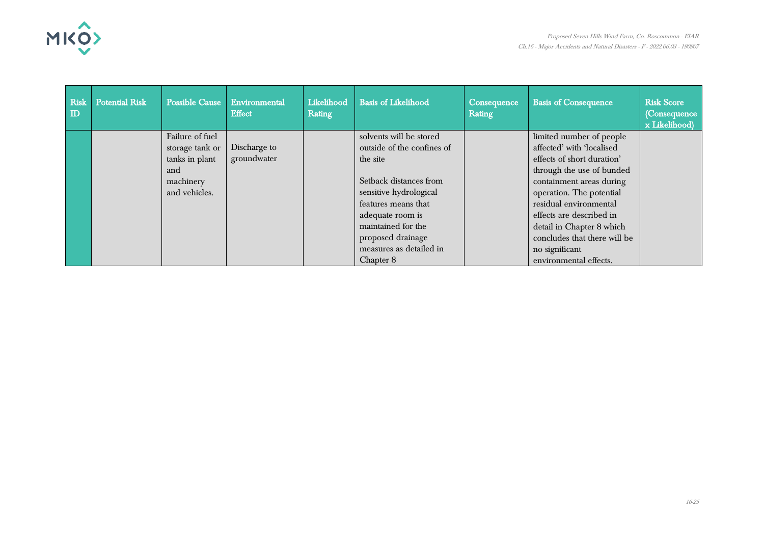| Risk ID | Potential Risk | Possible Cause | Environmental Effect | Likelihood Rating | Basis of Likelihood | Consequence Rating | Basis of Consequence | Risk Score (Consequence x Likelihood) |
|---|---|---|---|---|---|---|---|---|
| | | Failure of fuel storage tank or tanks in plant and machinery and vehicles. | Discharge to groundwater | | solvents will be stored outside of the confines of the site<br><br>Setback distances from sensitive hydrological features means that adequate room is maintained for the proposed drainage measures as detailed in Chapter 8 | | limited number of people affected' with 'localised effects of short duration' through the use of bunded containment areas during operation. The potential residual environmental effects are described in detail in Chapter 8 which concludes that there will be no significant environmental effects. | |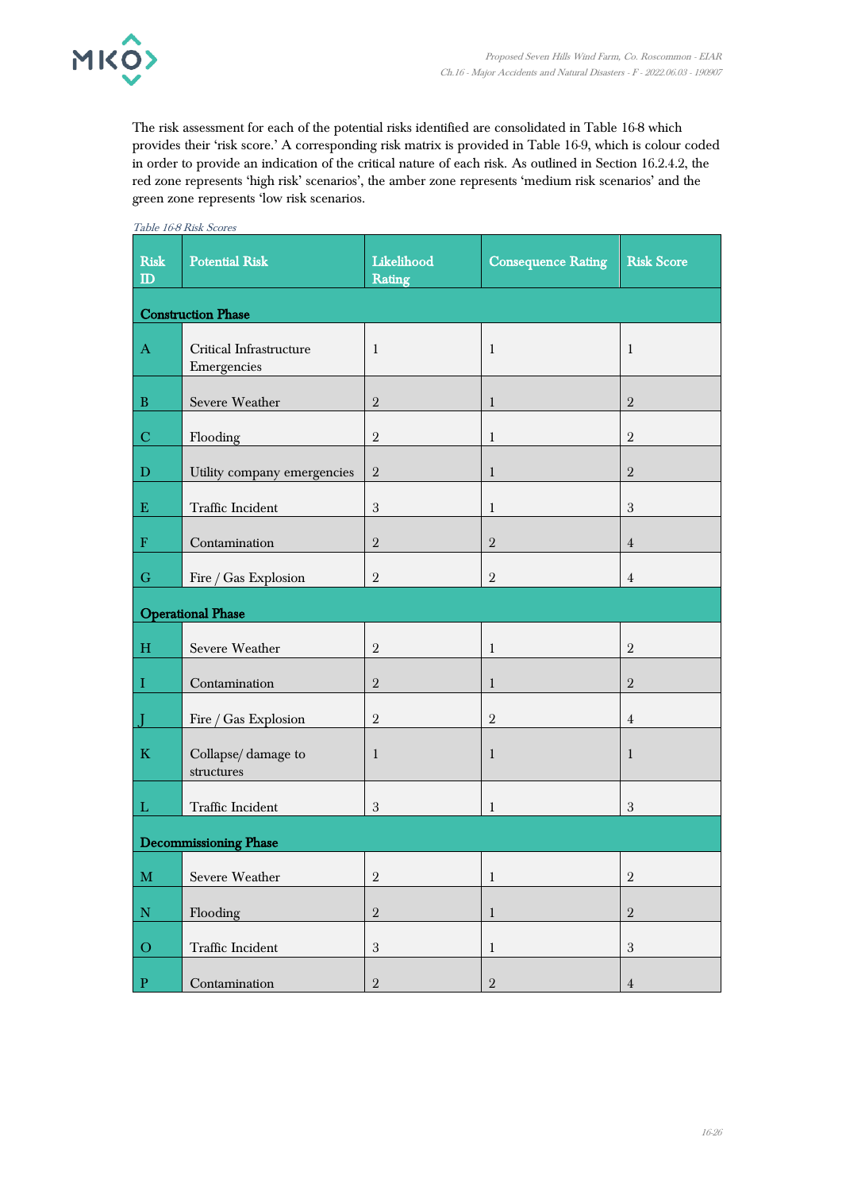The risk assessment for each of the potential risks identified are consolidated in Table 16-8 which provides their 'risk score.' A corresponding risk matrix is provided in Table 16-9, which is colour coded in order to provide an indication of the critical nature of each risk. As outlined in Section 16.2.4.2, the red zone represents 'high risk' scenarios', the amber zone represents 'medium risk scenarios' and the green zone represents 'low risk scenarios.

*Table 16-8 Risk Scores*

| Risk ID | Potential Risk | Likelihood Rating | Consequence Rating | Risk Score |
|---|---|---|---|---|
| **Construction Phase** | | | | |
| A | Critical Infrastructure Emergencies | 1 | 1 | 1 |
| B | Severe Weather | 2 | 1 | 2 |
| C | Flooding | 2 | 1 | 2 |
| D | Utility company emergencies | 2 | 1 | 2 |
| E | Traffic Incident | 3 | 1 | 3 |
| F | Contamination | 2 | 2 | 4 |
| G | Fire / Gas Explosion | 2 | 2 | 4 |
| **Operational Phase** | | | | |
| H | Severe Weather | 2 | 1 | 2 |
| I | Contamination | 2 | 1 | 2 |
| J | Fire / Gas Explosion | 2 | 2 | 4 |
| K | Collapse/ damage to structures | 1 | 1 | 1 |
| L | Traffic Incident | 3 | 1 | 3 |
| **Decommissioning Phase** | | | | |
| M | Severe Weather | 2 | 1 | 2 |
| N | Flooding | 2 | 1 | 2 |
| O | Traffic Incident | 3 | 1 | 3 |
| P | Contamination | 2 | 2 | 4 |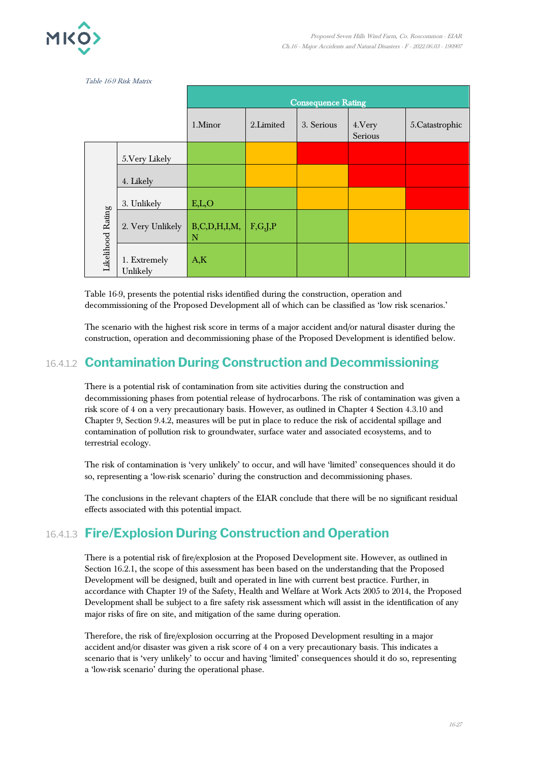*Table 16-9 Risk Matrix*

| | | Consequence Rating | | | | |
|---|---|---|---|---|---|---|
| | | 1.Minor | 2.Limited | 3. Serious | 4.Very Serious | 5.Catastrophic |
| Likelihood Rating | 5.Very Likely | | | | | |
| | 4. Likely | | | | | |
| | 3. Unlikely | E,L,O | | | | |
| | 2. Very Unlikely | B,C,D,H,I,M,N | F,G,J,P | | | |
| | 1. Extremely Unlikely | A,K | | | | |

Table 16-9, presents the potential risks identified during the construction, operation and decommissioning of the Proposed Development all of which can be classified as 'low risk scenarios.'

The scenario with the highest risk score in terms of a major accident and/or natural disaster during the construction, operation and decommissioning phase of the Proposed Development is identified below.

#### 16.4.1.2 Contamination During Construction and Decommissioning

There is a potential risk of contamination from site activities during the construction and decommissioning phases from potential release of hydrocarbons. The risk of contamination was given a risk score of 4 on a very precautionary basis. However, as outlined in Chapter 4 Section 4.3.10 and Chapter 9, Section 9.4.2, measures will be put in place to reduce the risk of accidental spillage and contamination of pollution risk to groundwater, surface water and associated ecosystems, and to terrestrial ecology.

The risk of contamination is 'very unlikely' to occur, and will have 'limited' consequences should it do so, representing a 'low-risk scenario' during the construction and decommissioning phases.

The conclusions in the relevant chapters of the EIAR conclude that there will be no significant residual effects associated with this potential impact.

#### 16.4.1.3 Fire/Explosion During Construction and Operation

There is a potential risk of fire/explosion at the Proposed Development site. However, as outlined in Section 16.2.1, the scope of this assessment has been based on the understanding that the Proposed Development will be designed, built and operated in line with current best practice. Further, in accordance with Chapter 19 of the Safety, Health and Welfare at Work Acts 2005 to 2014, the Proposed Development shall be subject to a fire safety risk assessment which will assist in the identification of any major risks of fire on site, and mitigation of the same during operation.

Therefore, the risk of fire/explosion occurring at the Proposed Development resulting in a major accident and/or disaster was given a risk score of 4 on a very precautionary basis. This indicates a scenario that is 'very unlikely' to occur and having 'limited' consequences should it do so, representing a 'low-risk scenario' during the operational phase.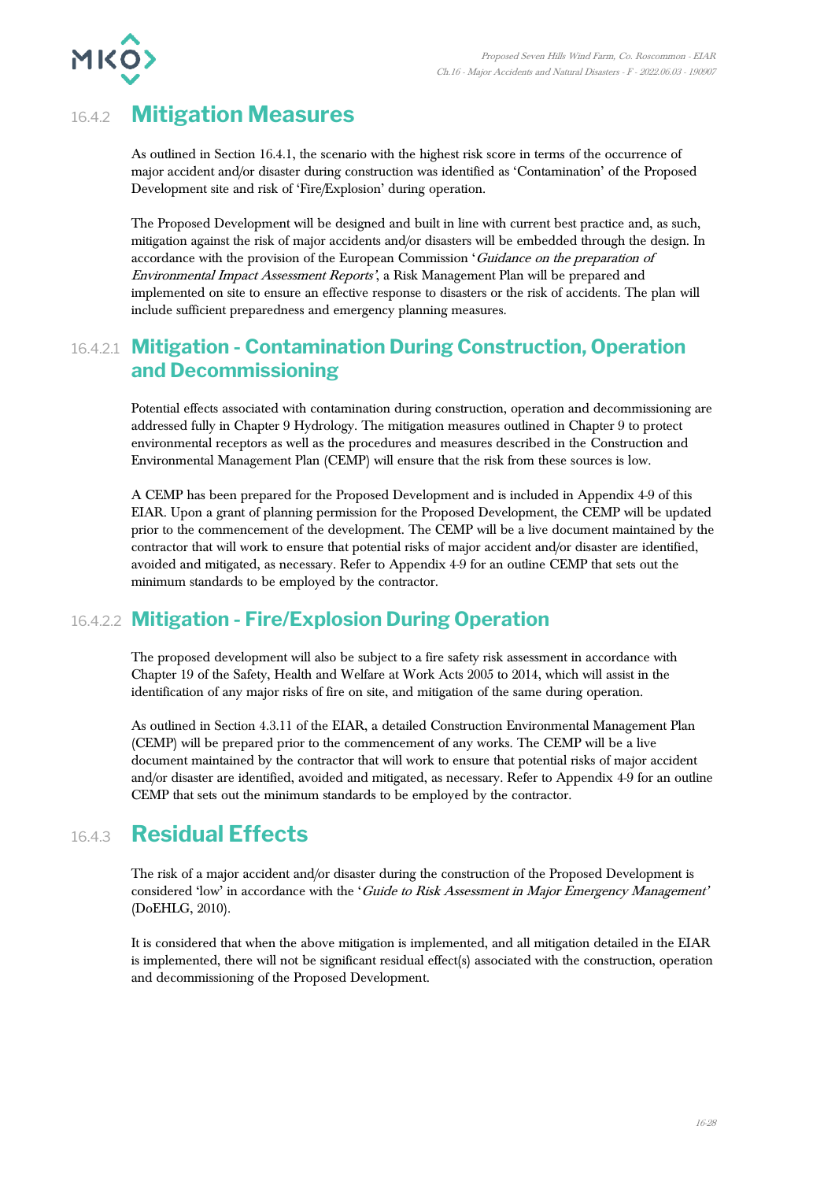### 16.4.2 Mitigation Measures

As outlined in Section 16.4.1, the scenario with the highest risk score in terms of the occurrence of major accident and/or disaster during construction was identified as 'Contamination' of the Proposed Development site and risk of 'Fire/Explosion' during operation.

The Proposed Development will be designed and built in line with current best practice and, as such, mitigation against the risk of major accidents and/or disasters will be embedded through the design. In accordance with the provision of the European Commission '*Guidance on the preparation of Environmental Impact Assessment Reports*', a Risk Management Plan will be prepared and implemented on site to ensure an effective response to disasters or the risk of accidents. The plan will include sufficient preparedness and emergency planning measures.

#### 16.4.2.1 Mitigation - Contamination During Construction, Operation and Decommissioning

Potential effects associated with contamination during construction, operation and decommissioning are addressed fully in Chapter 9 Hydrology. The mitigation measures outlined in Chapter 9 to protect environmental receptors as well as the procedures and measures described in the Construction and Environmental Management Plan (CEMP) will ensure that the risk from these sources is low.

A CEMP has been prepared for the Proposed Development and is included in Appendix 4-9 of this EIAR. Upon a grant of planning permission for the Proposed Development, the CEMP will be updated prior to the commencement of the development. The CEMP will be a live document maintained by the contractor that will work to ensure that potential risks of major accident and/or disaster are identified, avoided and mitigated, as necessary. Refer to Appendix 4-9 for an outline CEMP that sets out the minimum standards to be employed by the contractor.

#### 16.4.2.2 Mitigation - Fire/Explosion During Operation

The proposed development will also be subject to a fire safety risk assessment in accordance with Chapter 19 of the Safety, Health and Welfare at Work Acts 2005 to 2014, which will assist in the identification of any major risks of fire on site, and mitigation of the same during operation.

As outlined in Section 4.3.11 of the EIAR, a detailed Construction Environmental Management Plan (CEMP) will be prepared prior to the commencement of any works. The CEMP will be a live document maintained by the contractor that will work to ensure that potential risks of major accident and/or disaster are identified, avoided and mitigated, as necessary. Refer to Appendix 4-9 for an outline CEMP that sets out the minimum standards to be employed by the contractor.

### 16.4.3 Residual Effects

The risk of a major accident and/or disaster during the construction of the Proposed Development is considered 'low' in accordance with the '*Guide to Risk Assessment in Major Emergency Management*' (DoEHLG, 2010).

It is considered that when the above mitigation is implemented, and all mitigation detailed in the EIAR is implemented, there will not be significant residual effect(s) associated with the construction, operation and decommissioning of the Proposed Development.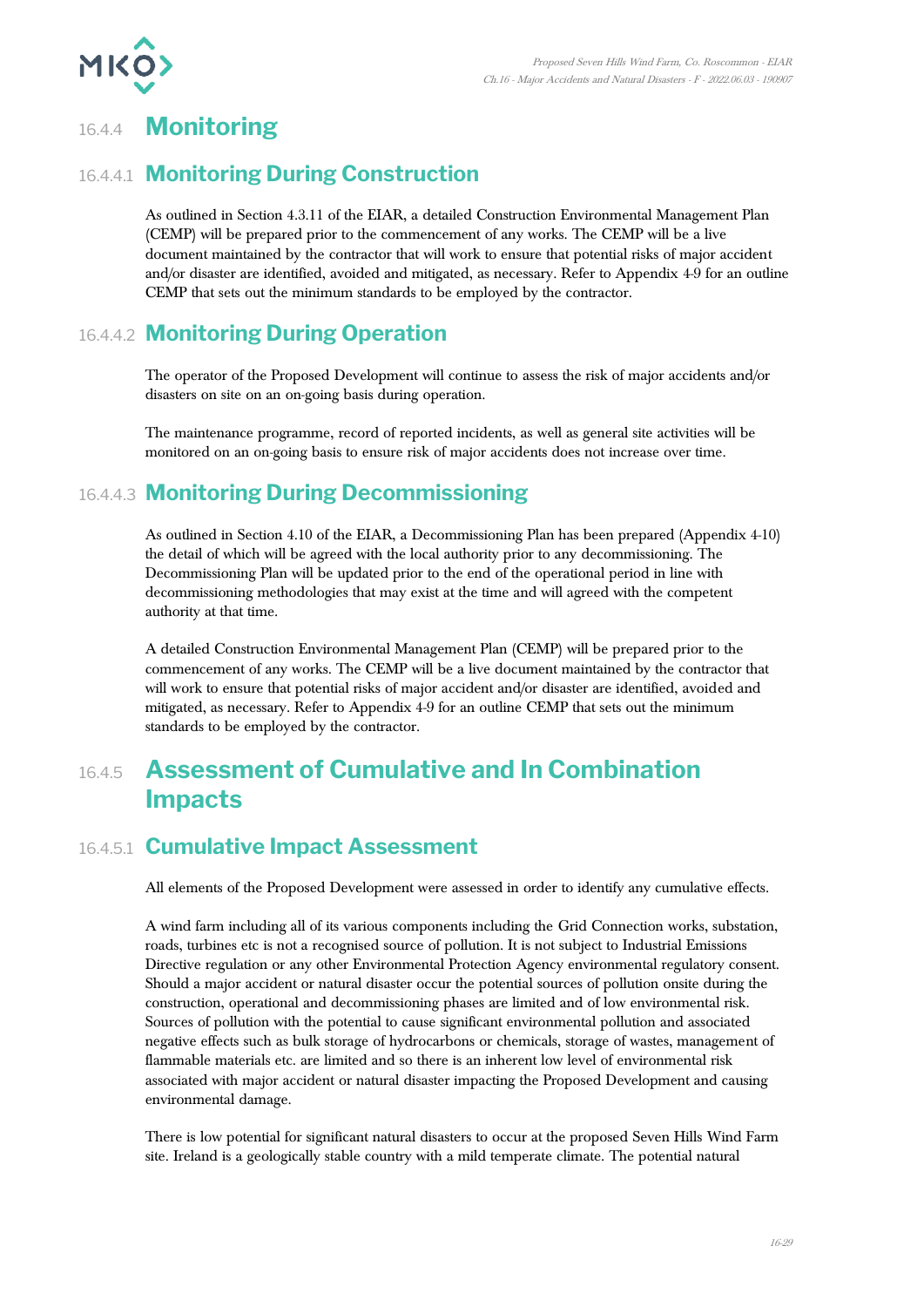### 16.4.4 Monitoring

#### 16.4.4.1 Monitoring During Construction

As outlined in Section 4.3.11 of the EIAR, a detailed Construction Environmental Management Plan (CEMP) will be prepared prior to the commencement of any works. The CEMP will be a live document maintained by the contractor that will work to ensure that potential risks of major accident and/or disaster are identified, avoided and mitigated, as necessary. Refer to Appendix 4-9 for an outline CEMP that sets out the minimum standards to be employed by the contractor.

#### 16.4.4.2 Monitoring During Operation

The operator of the Proposed Development will continue to assess the risk of major accidents and/or disasters on site on an on-going basis during operation.

The maintenance programme, record of reported incidents, as well as general site activities will be monitored on an on-going basis to ensure risk of major accidents does not increase over time.

#### 16.4.4.3 Monitoring During Decommissioning

As outlined in Section 4.10 of the EIAR, a Decommissioning Plan has been prepared (Appendix 4-10) the detail of which will be agreed with the local authority prior to any decommissioning. The Decommissioning Plan will be updated prior to the end of the operational period in line with decommissioning methodologies that may exist at the time and will agreed with the competent authority at that time.

A detailed Construction Environmental Management Plan (CEMP) will be prepared prior to the commencement of any works. The CEMP will be a live document maintained by the contractor that will work to ensure that potential risks of major accident and/or disaster are identified, avoided and mitigated, as necessary. Refer to Appendix 4-9 for an outline CEMP that sets out the minimum standards to be employed by the contractor.

### 16.4.5 Assessment of Cumulative and In Combination Impacts

#### 16.4.5.1 Cumulative Impact Assessment

All elements of the Proposed Development were assessed in order to identify any cumulative effects.

A wind farm including all of its various components including the Grid Connection works, substation, roads, turbines etc is not a recognised source of pollution. It is not subject to Industrial Emissions Directive regulation or any other Environmental Protection Agency environmental regulatory consent. Should a major accident or natural disaster occur the potential sources of pollution onsite during the construction, operational and decommissioning phases are limited and of low environmental risk. Sources of pollution with the potential to cause significant environmental pollution and associated negative effects such as bulk storage of hydrocarbons or chemicals, storage of wastes, management of flammable materials etc. are limited and so there is an inherent low level of environmental risk associated with major accident or natural disaster impacting the Proposed Development and causing environmental damage.

There is low potential for significant natural disasters to occur at the proposed Seven Hills Wind Farm site. Ireland is a geologically stable country with a mild temperate climate. The potential natural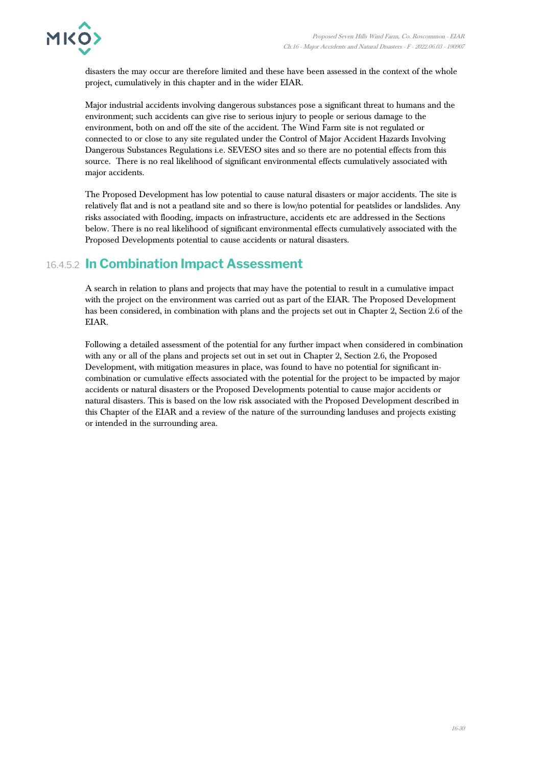disasters the may occur are therefore limited and these have been assessed in the context of the whole project, cumulatively in this chapter and in the wider EIAR.

Major industrial accidents involving dangerous substances pose a significant threat to humans and the environment; such accidents can give rise to serious injury to people or serious damage to the environment, both on and off the site of the accident. The Wind Farm site is not regulated or connected to or close to any site regulated under the Control of Major Accident Hazards Involving Dangerous Substances Regulations i.e. SEVESO sites and so there are no potential effects from this source. There is no real likelihood of significant environmental effects cumulatively associated with major accidents.

The Proposed Development has low potential to cause natural disasters or major accidents. The site is relatively flat and is not a peatland site and so there is low/no potential for peatslides or landslides. Any risks associated with flooding, impacts on infrastructure, accidents etc are addressed in the Sections below. There is no real likelihood of significant environmental effects cumulatively associated with the Proposed Developments potential to cause accidents or natural disasters.

### 16.4.5.2 In Combination Impact Assessment

A search in relation to plans and projects that may have the potential to result in a cumulative impact with the project on the environment was carried out as part of the EIAR. The Proposed Development has been considered, in combination with plans and the projects set out in Chapter 2, Section 2.6 of the EIAR.

Following a detailed assessment of the potential for any further impact when considered in combination with any or all of the plans and projects set out in set out in Chapter 2, Section 2.6, the Proposed Development, with mitigation measures in place, was found to have no potential for significant in-combination or cumulative effects associated with the potential for the project to be impacted by major accidents or natural disasters or the Proposed Developments potential to cause major accidents or natural disasters. This is based on the low risk associated with the Proposed Development described in this Chapter of the EIAR and a review of the nature of the surrounding landuses and projects existing or intended in the surrounding area.